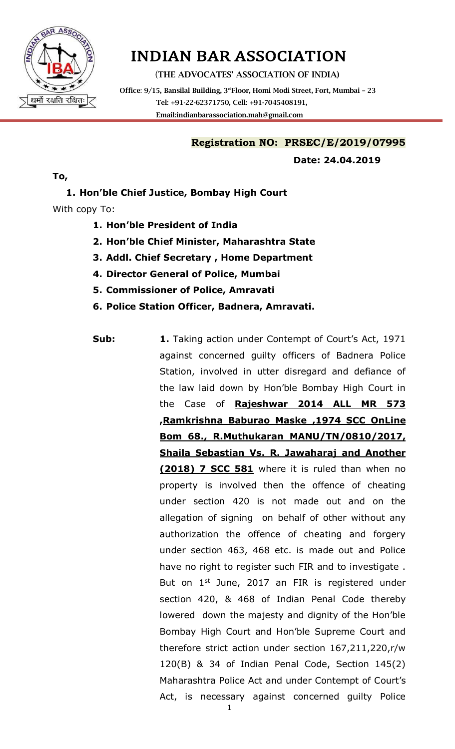# INDIAN BAR ASSOCIATION

**(THE ADVOCATES' ASSOCIATION OF INDIA)**

Office: 9/15, Bansilal Building, 3rd Floor, Homi Modi Street, Fort, Mumbai – 23
Tel: +91-22-62371750, Cell: +91-7045408191,
Email:indianbarassociation.mah@gmail.com

**Registration NO: PRSEC/E/2019/07995**

**Date: 24.04.2019**

**To,**

1. **Hon'ble Chief Justice, Bombay High Court**

With copy To:

1. **Hon'ble President of India**
2. **Hon'ble Chief Minister, Maharashtra State**
3. **Addl. Chief Secretary , Home Department**
4. **Director General of Police, Mumbai**
5. **Commissioner of Police, Amravati**
6. **Police Station Officer, Badnera, Amravati.**

**Sub:** **1.** Taking action under Contempt of Court's Act, 1971 against concerned guilty officers of Badnera Police Station, involved in utter disregard and defiance of the law laid down by Hon'ble Bombay High Court in the Case of **Rajeshwar 2014 ALL MR 573 ,Ramkrishna Baburao Maske ,1974 SCC OnLine Bom 68., R.Muthukaran MANU/TN/0810/2017, Shaila Sebastian Vs. R. Jawaharaj and Another (2018) 7 SCC 581** where it is ruled than when no property is involved then the offence of cheating under section 420 is not made out and on the allegation of signing on behalf of other without any authorization the offence of cheating and forgery under section 463, 468 etc. is made out and Police have no right to register such FIR and to investigate . But on 1st June, 2017 an FIR is registered under section 420, & 468 of Indian Penal Code thereby lowered down the majesty and dignity of the Hon'ble Bombay High Court and Hon'ble Supreme Court and therefore strict action under section 167,211,220,r/w 120(B) & 34 of Indian Penal Code, Section 145(2) Maharashtra Police Act and under Contempt of Court's Act, is necessary against concerned guilty Police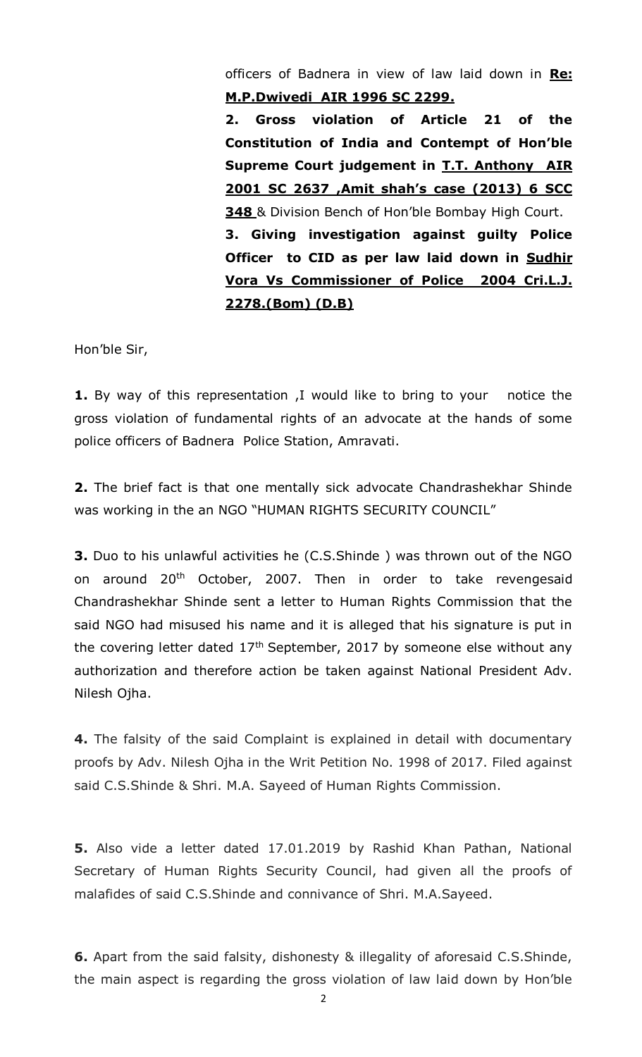officers of Badnera in view of law laid down in **Re: M.P.Dwivedi AIR 1996 SC 2299.**

**2. Gross violation of Article 21 of the Constitution of India and Contempt of Hon'ble Supreme Court judgement in T.T. Anthony AIR 2001 SC 2637 ,Amit shah's case (2013) 6 SCC 348** & Division Bench of Hon'ble Bombay High Court.

**3. Giving investigation against guilty Police Officer to CID as per law laid down in Sudhir Vora Vs Commissioner of Police 2004 Cri.L.J. 2278.(Bom) (D.B)**

Hon'ble Sir,

**1.** By way of this representation ,I would like to bring to your notice the gross violation of fundamental rights of an advocate at the hands of some police officers of Badnera Police Station, Amravati.

**2.** The brief fact is that one mentally sick advocate Chandrashekhar Shinde was working in the an NGO "HUMAN RIGHTS SECURITY COUNCIL"

**3.** Duo to his unlawful activities he (C.S.Shinde ) was thrown out of the NGO on around 20th October, 2007. Then in order to take revengesaid Chandrashekhar Shinde sent a letter to Human Rights Commission that the said NGO had misused his name and it is alleged that his signature is put in the covering letter dated 17th September, 2017 by someone else without any authorization and therefore action be taken against National President Adv. Nilesh Ojha.

**4.** The falsity of the said Complaint is explained in detail with documentary proofs by Adv. Nilesh Ojha in the Writ Petition No. 1998 of 2017. Filed against said C.S.Shinde & Shri. M.A. Sayeed of Human Rights Commission.

**5.** Also vide a letter dated 17.01.2019 by Rashid Khan Pathan, National Secretary of Human Rights Security Council, had given all the proofs of malafides of said C.S.Shinde and connivance of Shri. M.A.Sayeed.

**6.** Apart from the said falsity, dishonesty & illegality of aforesaid C.S.Shinde, the main aspect is regarding the gross violation of law laid down by Hon'ble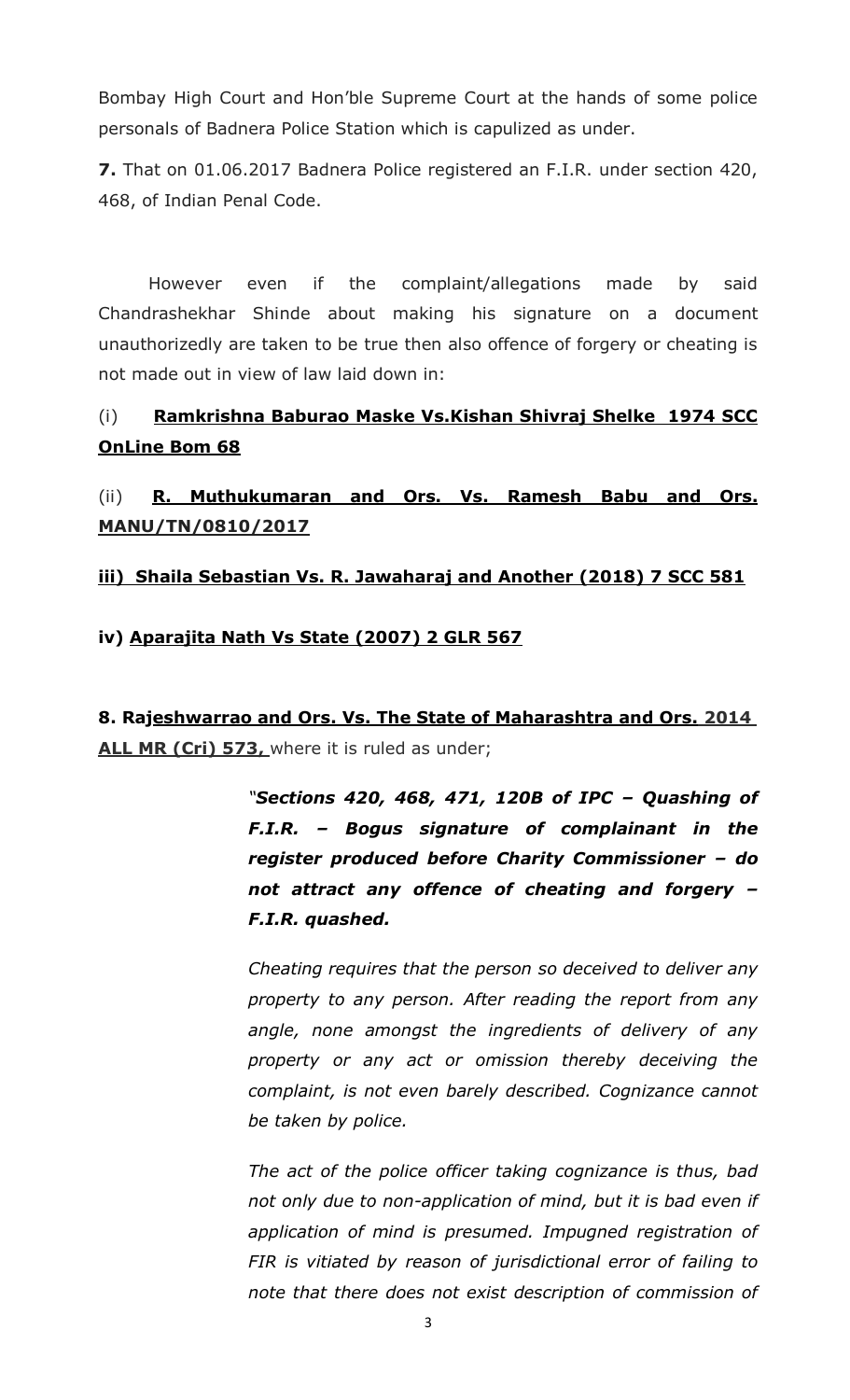Bombay High Court and Hon'ble Supreme Court at the hands of some police personals of Badnera Police Station which is capulized as under.

**7.** That on 01.06.2017 Badnera Police registered an F.I.R. under section 420, 468, of Indian Penal Code.

However even if the complaint/allegations made by said Chandrashekhar Shinde about making his signature on a document unauthorizedly are taken to be true then also offence of forgery or cheating is not made out in view of law laid down in:

(i) **Ramkrishna Baburao Maske Vs.Kishan Shivraj Shelke 1974 SCC OnLine Bom 68**

(ii) **R. Muthukumaran and Ors. Vs. Ramesh Babu and Ors. MANU/TN/0810/2017**

**iii) Shaila Sebastian Vs. R. Jawaharaj and Another (2018) 7 SCC 581**

**iv) Aparajita Nath Vs State (2007) 2 GLR 567**

**8. Rajeshwarrao and Ors. Vs. The State of Maharashtra and Ors. 2014 ALL MR (Cri) 573,** where it is ruled as under;

> ***"Sections 420, 468, 471, 120B of IPC – Quashing of F.I.R. – Bogus signature of complainant in the register produced before Charity Commissioner – do not attract any offence of cheating and forgery – F.I.R. quashed.***
>
> *Cheating requires that the person so deceived to deliver any property to any person. After reading the report from any angle, none amongst the ingredients of delivery of any property or any act or omission thereby deceiving the complaint, is not even barely described. Cognizance cannot be taken by police.*
>
> *The act of the police officer taking cognizance is thus, bad not only due to non-application of mind, but it is bad even if application of mind is presumed. Impugned registration of FIR is vitiated by reason of jurisdictional error of failing to note that there does not exist description of commission of*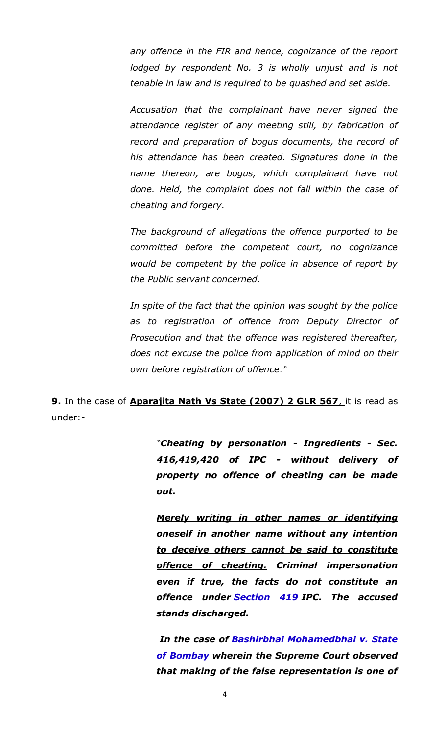> *any offence in the FIR and hence, cognizance of the report lodged by respondent No. 3 is wholly unjust and is not tenable in law and is required to be quashed and set aside.*
>
> *Accusation that the complainant have never signed the attendance register of any meeting still, by fabrication of record and preparation of bogus documents, the record of his attendance has been created. Signatures done in the name thereon, are bogus, which complainant have not done. Held, the complaint does not fall within the case of cheating and forgery.*
>
> *The background of allegations the offence purported to be committed before the competent court, no cognizance would be competent by the police in absence of report by the Public servant concerned.*
>
> *In spite of the fact that the opinion was sought by the police as to registration of offence from Deputy Director of Prosecution and that the offence was registered thereafter, does not excuse the police from application of mind on their own before registration of offence."*

**9.** In the case of **Aparajita Nath Vs State (2007) 2 GLR 567**, it is read as under:-

> ***"Cheating by personation - Ingredients - Sec. 416,419,420 of IPC - without delivery of property no offence of cheating can be made out.***
>
> ***Merely writing in other names or identifying oneself in another name without any intention to deceive others cannot be said to constitute offence of cheating. Criminal impersonation even if true, the facts do not constitute an offence under Section 419 IPC. The accused stands discharged.***
>
> ***In the case of Bashirbhai Mohamedbhai v. State of Bombay wherein the Supreme Court observed that making of the false representation is one of***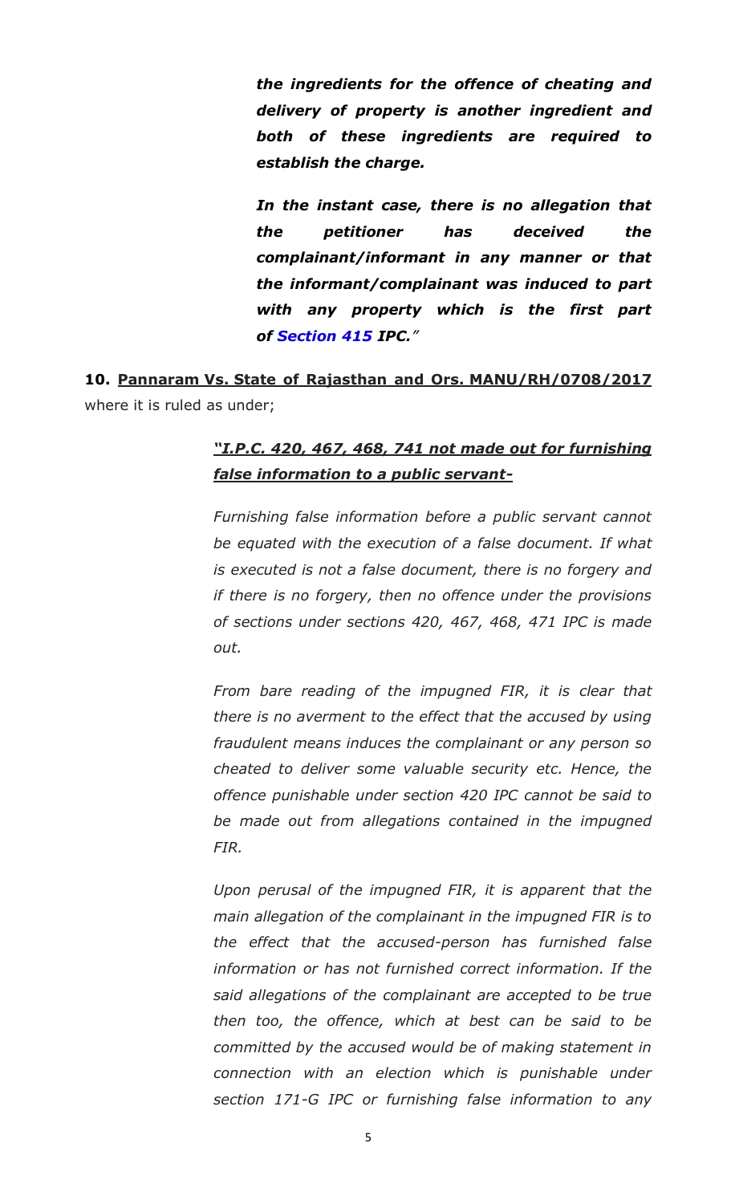***the ingredients for the offence of cheating and delivery of property is another ingredient and both of these ingredients are required to establish the charge.***

***In the instant case, there is no allegation that the petitioner has deceived the complainant/informant in any manner or that the informant/complainant was induced to part with any property which is the first part of Section 415 IPC."***

**10. <u>Pannaram Vs. State of Rajasthan and Ors. MANU/RH/0708/2017</u>** where it is ruled as under;

> ***<u>"I.P.C. 420, 467, 468, 741 not made out for furnishing false information to a public servant-</u>***
>
> *Furnishing false information before a public servant cannot be equated with the execution of a false document. If what is executed is not a false document, there is no forgery and if there is no forgery, then no offence under the provisions of sections under sections 420, 467, 468, 471 IPC is made out.*
>
> *From bare reading of the impugned FIR, it is clear that there is no averment to the effect that the accused by using fraudulent means induces the complainant or any person so cheated to deliver some valuable security etc. Hence, the offence punishable under section 420 IPC cannot be said to be made out from allegations contained in the impugned FIR.*
>
> *Upon perusal of the impugned FIR, it is apparent that the main allegation of the complainant in the impugned FIR is to the effect that the accused-person has furnished false information or has not furnished correct information. If the said allegations of the complainant are accepted to be true then too, the offence, which at best can be said to be committed by the accused would be of making statement in connection with an election which is punishable under section 171-G IPC or furnishing false information to any*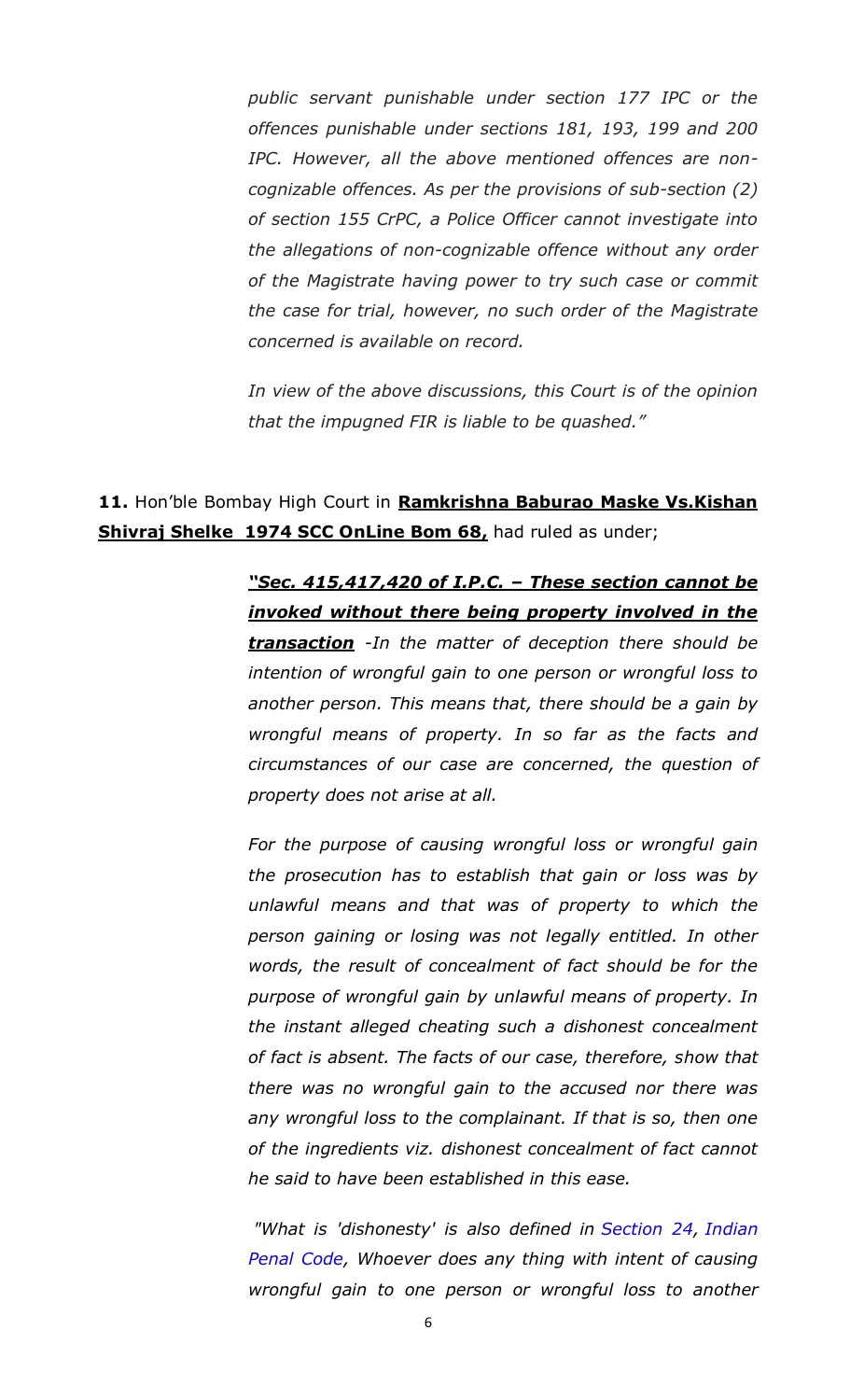*public servant punishable under section 177 IPC or the offences punishable under sections 181, 193, 199 and 200 IPC. However, all the above mentioned offences are non-cognizable offences. As per the provisions of sub-section (2) of section 155 CrPC, a Police Officer cannot investigate into the allegations of non-cognizable offence without any order of the Magistrate having power to try such case or commit the case for trial, however, no such order of the Magistrate concerned is available on record.*

*In view of the above discussions, this Court is of the opinion that the impugned FIR is liable to be quashed."*

**11.** Hon'ble Bombay High Court in **Ramkrishna Baburao Maske Vs.Kishan Shivraj Shelke 1974 SCC OnLine Bom 68,** had ruled as under;

> ***"Sec. 415,417,420 of I.P.C. – These section cannot be invoked without there being property involved in the transaction*** *-In the matter of deception there should be intention of wrongful gain to one person or wrongful loss to another person. This means that, there should be a gain by wrongful means of property. In so far as the facts and circumstances of our case are concerned, the question of property does not arise at all.*
>
> *For the purpose of causing wrongful loss or wrongful gain the prosecution has to establish that gain or loss was by unlawful means and that was of property to which the person gaining or losing was not legally entitled. In other words, the result of concealment of fact should be for the purpose of wrongful gain by unlawful means of property. In the instant alleged cheating such a dishonest concealment of fact is absent. The facts of our case, therefore, show that there was no wrongful gain to the accused nor there was any wrongful loss to the complainant. If that is so, then one of the ingredients viz. dishonest concealment of fact cannot he said to have been established in this ease.*
>
> *"What is 'dishonesty' is also defined in Section 24, Indian Penal Code, Whoever does any thing with intent of causing wrongful gain to one person or wrongful loss to another*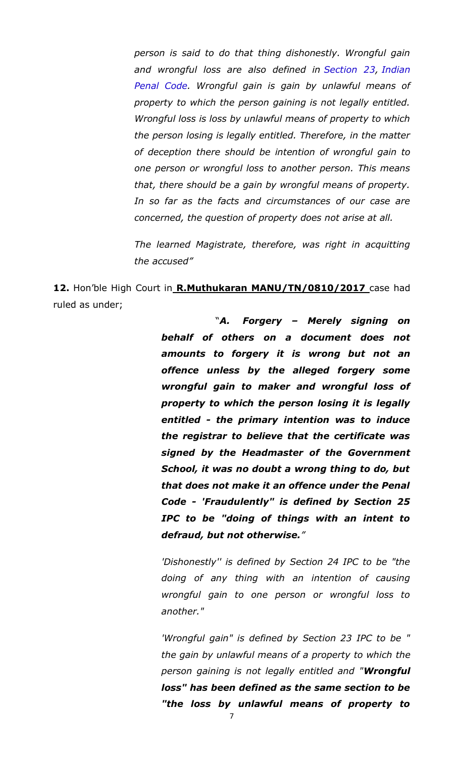*person is said to do that thing dishonestly. Wrongful gain and wrongful loss are also defined in Section 23, Indian Penal Code. Wrongful gain is gain by unlawful means of property to which the person gaining is not legally entitled. Wrongful loss is loss by unlawful means of property to which the person losing is legally entitled. Therefore, in the matter of deception there should be intention of wrongful gain to one person or wrongful loss to another person. This means that, there should be a gain by wrongful means of property. In so far as the facts and circumstances of our case are concerned, the question of property does not arise at all.*

*The learned Magistrate, therefore, was right in acquitting the accused"*

**12.** Hon'ble High Court in **R.Muthukaran MANU/TN/0810/2017** case had ruled as under;

> "***A. Forgery – Merely signing on behalf of others on a document does not amounts to forgery it is wrong but not an offence unless by the alleged forgery some wrongful gain to maker and wrongful loss of property to which the person losing it is legally entitled - the primary intention was to induce the registrar to believe that the certificate was signed by the Headmaster of the Government School, it was no doubt a wrong thing to do, but that does not make it an offence under the Penal Code - 'Fraudulently" is defined by Section 25 IPC to be "doing of things with an intent to defraud, but not otherwise.***"
>
> *'Dishonestly'' is defined by Section 24 IPC to be "the doing of any thing with an intention of causing wrongful gain to one person or wrongful loss to another."*
>
> *'Wrongful gain" is defined by Section 23 IPC to be " the gain by unlawful means of a property to which the person gaining is not legally entitled and "**Wrongful loss" has been defined as the same section to be "the loss by unlawful means of property to***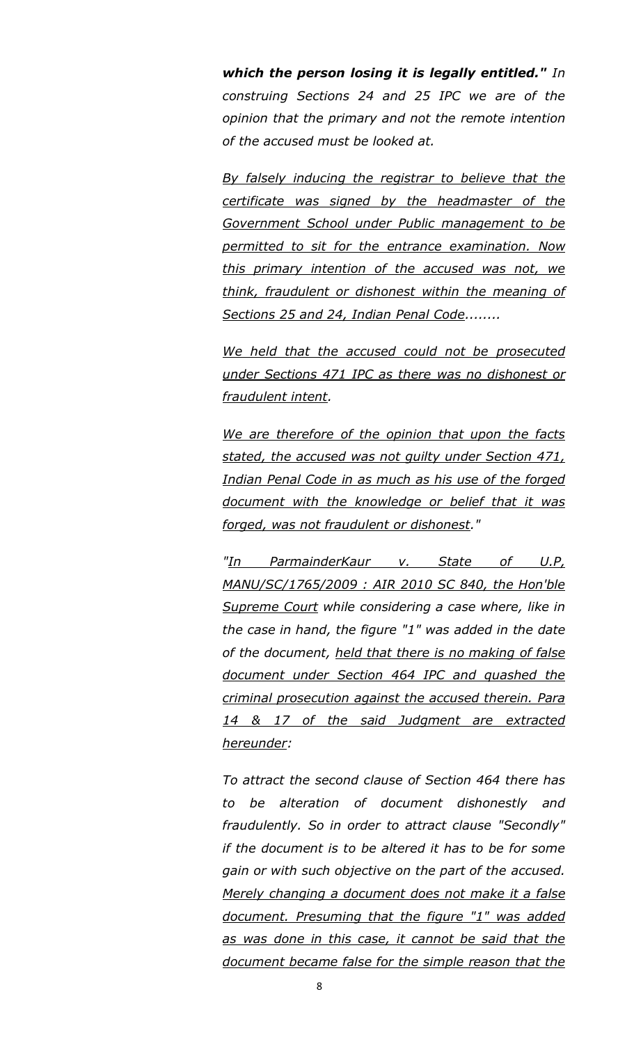***which the person losing it is legally entitled."*** *In construing Sections 24 and 25 IPC we are of the opinion that the primary and not the remote intention of the accused must be looked at.*

*<u>By falsely inducing the registrar to believe that the certificate was signed by the headmaster of the Government School under Public management to be permitted to sit for the entrance examination. Now this primary intention of the accused was not, we think, fraudulent or dishonest within the meaning of Sections 25 and 24, Indian Penal Code</u>........*

*<u>We held that the accused could not be prosecuted under Sections 471 IPC as there was no dishonest or fraudulent intent</u>.*

*<u>We are therefore of the opinion that upon the facts stated, the accused was not guilty under Section 471, Indian Penal Code in as much as his use of the forged document with the knowledge or belief that it was forged, was not fraudulent or dishonest</u>."*

*"<u>In ParmainderKaur v. State of U.P, MANU/SC/1765/2009 : AIR 2010 SC 840, the Hon'ble Supreme Court</u> while considering a case where, like in the case in hand, the figure "1" was added in the date of the document, <u>held that there is no making of false document under Section 464 IPC and quashed the criminal prosecution against the accused therein. Para 14 & 17 of the said Judgment are extracted hereunder</u>:*

*To attract the second clause of Section 464 there has to be alteration of document dishonestly and fraudulently. So in order to attract clause "Secondly" if the document is to be altered it has to be for some gain or with such objective on the part of the accused. <u>Merely changing a document does not make it a false document. Presuming that the figure "1" was added as was done in this case, it cannot be said that the document became false for the simple reason that the</u>*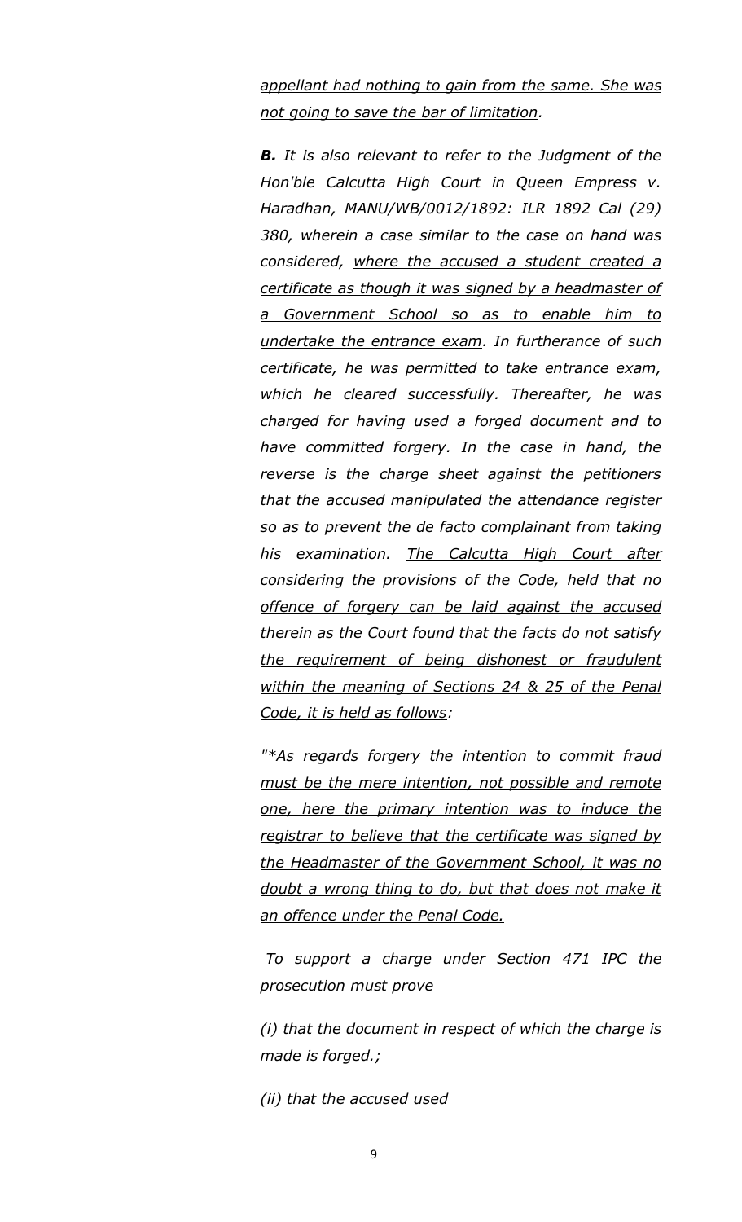*<u>appellant had nothing to gain from the same. She was not going to save the bar of limitation</u>.*

***B.** It is also relevant to refer to the Judgment of the Hon'ble Calcutta High Court in Queen Empress v. Haradhan, MANU/WB/0012/1892: ILR 1892 Cal (29) 380, wherein a case similar to the case on hand was considered, <u>where the accused a student created a certificate as though it was signed by a headmaster of a Government School so as to enable him to undertake the entrance exam</u>. In furtherance of such certificate, he was permitted to take entrance exam, which he cleared successfully. Thereafter, he was charged for having used a forged document and to have committed forgery. In the case in hand, the reverse is the charge sheet against the petitioners that the accused manipulated the attendance register so as to prevent the de facto complainant from taking his examination. <u>The Calcutta High Court after considering the provisions of the Code, held that no offence of forgery can be laid against the accused therein as the Court found that the facts do not satisfy the requirement of being dishonest or fraudulent within the meaning of Sections 24 & 25 of the Penal Code, it is held as follows</u>:*

*"*<u>As regards forgery the intention to commit fraud must be the mere intention, not possible and remote one, here the primary intention was to induce the registrar to believe that the certificate was signed by the Headmaster of the Government School, it was no doubt a wrong thing to do, but that does not make it an offence under the Penal Code.</u>*

*To support a charge under Section 471 IPC the prosecution must prove*

*(i) that the document in respect of which the charge is made is forged.;*

*(ii) that the accused used*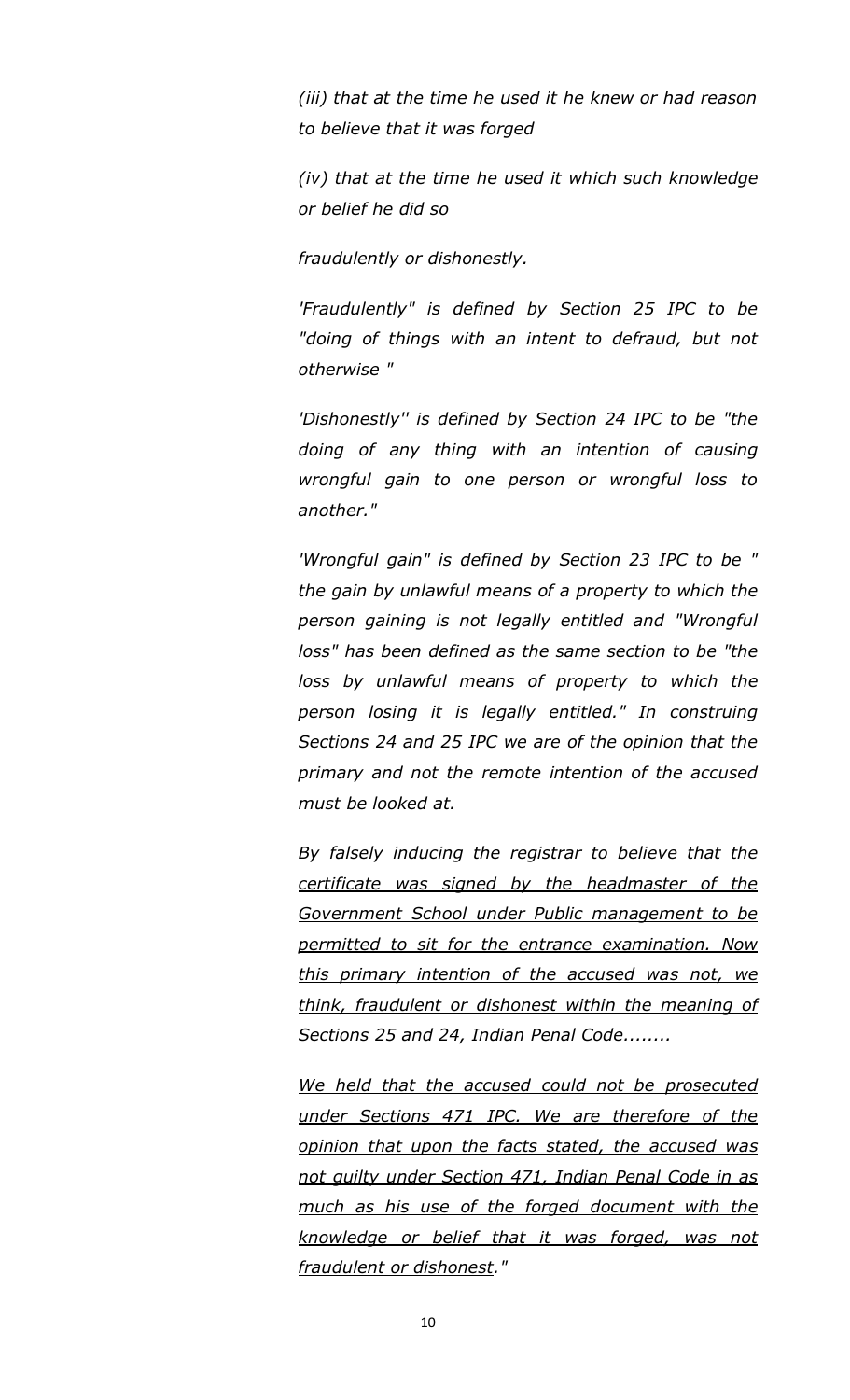*(iii) that at the time he used it he knew or had reason to believe that it was forged*

*(iv) that at the time he used it which such knowledge or belief he did so*

*fraudulently or dishonestly.*

*'Fraudulently" is defined by Section 25 IPC to be "doing of things with an intent to defraud, but not otherwise "*

*'Dishonestly'' is defined by Section 24 IPC to be "the doing of any thing with an intention of causing wrongful gain to one person or wrongful loss to another."*

*'Wrongful gain" is defined by Section 23 IPC to be " the gain by unlawful means of a property to which the person gaining is not legally entitled and "Wrongful loss" has been defined as the same section to be "the loss by unlawful means of property to which the person losing it is legally entitled." In construing Sections 24 and 25 IPC we are of the opinion that the primary and not the remote intention of the accused must be looked at.*

*<u>By falsely inducing the registrar to believe that the certificate was signed by the headmaster of the Government School under Public management to be permitted to sit for the entrance examination. Now this primary intention of the accused was not, we think, fraudulent or dishonest within the meaning of Sections 25 and 24, Indian Penal Code</u>........*

*<u>We held that the accused could not be prosecuted under Sections 471 IPC. We are therefore of the opinion that upon the facts stated, the accused was not guilty under Section 471, Indian Penal Code in as much as his use of the forged document with the knowledge or belief that it was forged, was not fraudulent or dishonest</u>."*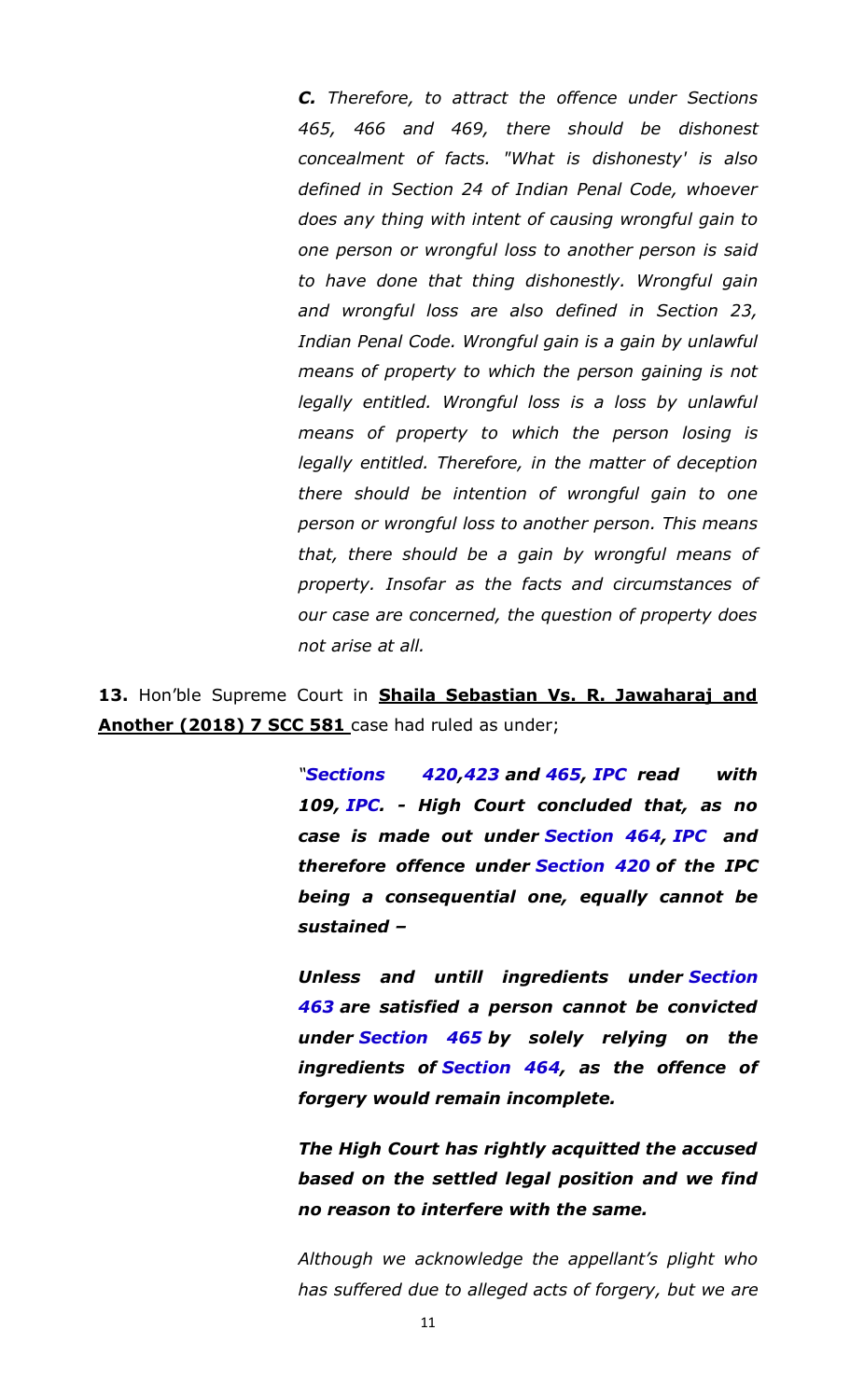> ***C.*** *Therefore, to attract the offence under Sections 465, 466 and 469, there should be dishonest concealment of facts. "What is dishonesty' is also defined in Section 24 of Indian Penal Code, whoever does any thing with intent of causing wrongful gain to one person or wrongful loss to another person is said to have done that thing dishonestly. Wrongful gain and wrongful loss are also defined in Section 23, Indian Penal Code. Wrongful gain is a gain by unlawful means of property to which the person gaining is not legally entitled. Wrongful loss is a loss by unlawful means of property to which the person losing is legally entitled. Therefore, in the matter of deception there should be intention of wrongful gain to one person or wrongful loss to another person. This means that, there should be a gain by wrongful means of property. Insofar as the facts and circumstances of our case are concerned, the question of property does not arise at all.*

**13.** Hon'ble Supreme Court in **Shaila Sebastian Vs. R. Jawaharaj and Another (2018) 7 SCC 581** case had ruled as under;

> ***"Sections 420,423 and 465, IPC read with 109, IPC. - High Court concluded that, as no case is made out under Section 464, IPC and therefore offence under Section 420 of the IPC being a consequential one, equally cannot be sustained –***
>
> ***Unless and untill ingredients under Section 463 are satisfied a person cannot be convicted under Section 465 by solely relying on the ingredients of Section 464, as the offence of forgery would remain incomplete.***
>
> ***The High Court has rightly acquitted the accused based on the settled legal position and we find no reason to interfere with the same.***
>
> *Although we acknowledge the appellant's plight who has suffered due to alleged acts of forgery, but we are*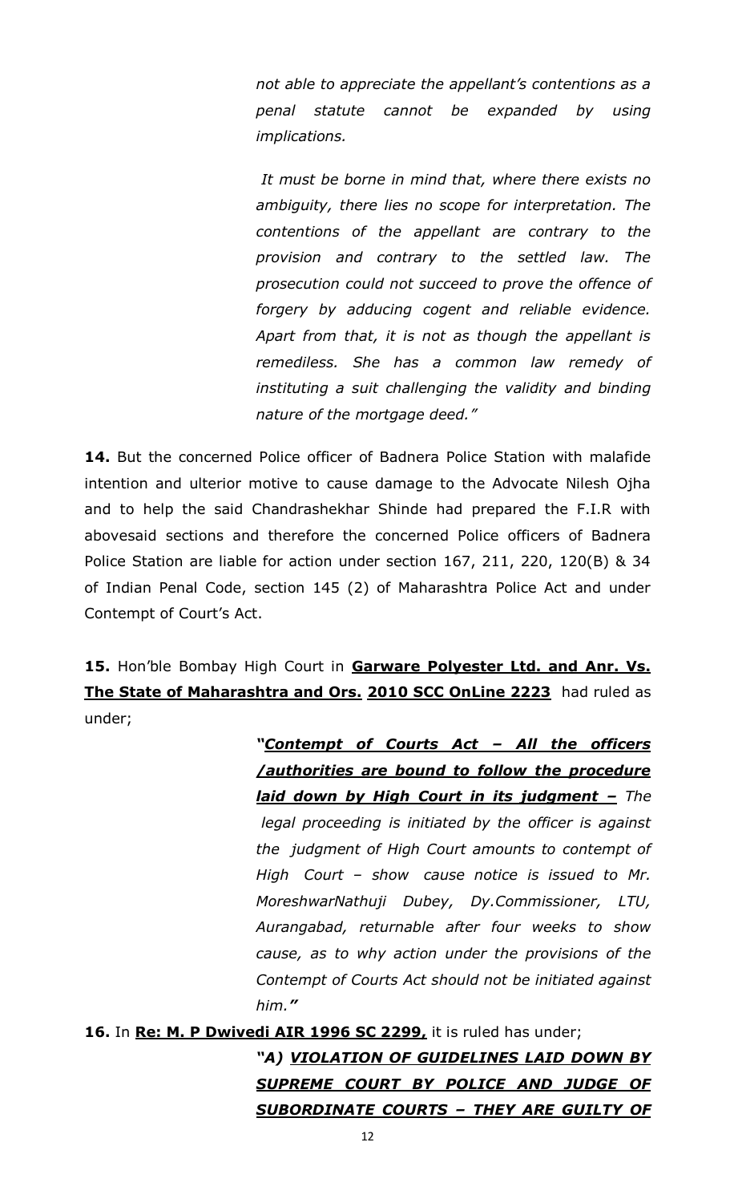*not able to appreciate the appellant's contentions as a penal statute cannot be expanded by using implications.*

*It must be borne in mind that, where there exists no ambiguity, there lies no scope for interpretation. The contentions of the appellant are contrary to the provision and contrary to the settled law. The prosecution could not succeed to prove the offence of forgery by adducing cogent and reliable evidence. Apart from that, it is not as though the appellant is remediless. She has a common law remedy of instituting a suit challenging the validity and binding nature of the mortgage deed."*

**14.** But the concerned Police officer of Badnera Police Station with malafide intention and ulterior motive to cause damage to the Advocate Nilesh Ojha and to help the said Chandrashekhar Shinde had prepared the F.I.R with abovesaid sections and therefore the concerned Police officers of Badnera Police Station are liable for action under section 167, 211, 220, 120(B) & 34 of Indian Penal Code, section 145 (2) of Maharashtra Police Act and under Contempt of Court's Act.

**15.** Hon'ble Bombay High Court in **Garware Polyester Ltd. and Anr. Vs. The State of Maharashtra and Ors. 2010 SCC OnLine 2223** had ruled as under;

> ***"Contempt of Courts Act – All the officers /authorities are bound to follow the procedure laid down by High Court in its judgment –*** *The legal proceeding is initiated by the officer is against the judgment of High Court amounts to contempt of High Court – show cause notice is issued to Mr. MoreshwarNathuji Dubey, Dy.Commissioner, LTU, Aurangabad, returnable after four weeks to show cause, as to why action under the provisions of the Contempt of Courts Act should not be initiated against him."*

**16.** In **Re: M. P Dwivedi AIR 1996 SC 2299,** it is ruled has under;

> ***"A) VIOLATION OF GUIDELINES LAID DOWN BY SUPREME COURT BY POLICE AND JUDGE OF SUBORDINATE COURTS – THEY ARE GUILTY OF***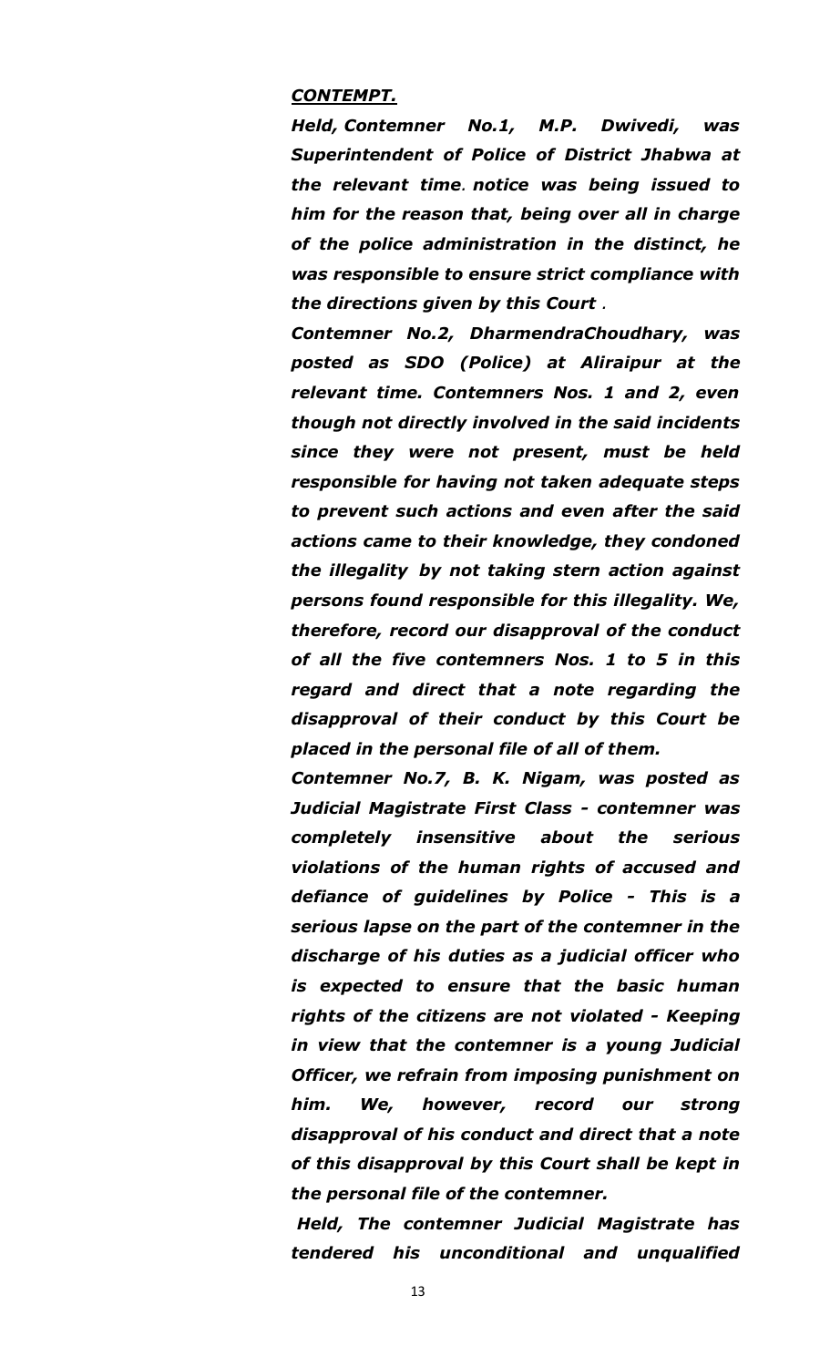***CONTEMPT.***

***Held, Contemner No.1, M.P. Dwivedi, was Superintendent of Police of District Jhabwa at the relevant time. notice was being issued to him for the reason that, being over all in charge of the police administration in the distinct, he was responsible to ensure strict compliance with the directions given by this Court .***

***Contemner No.2, DharmendraChoudhary, was posted as SDO (Police) at Aliraipur at the relevant time. Contemners Nos. 1 and 2, even though not directly involved in the said incidents since they were not present, must be held responsible for having not taken adequate steps to prevent such actions and even after the said actions came to their knowledge, they condoned the illegality by not taking stern action against persons found responsible for this illegality. We, therefore, record our disapproval of the conduct of all the five contemners Nos. 1 to 5 in this regard and direct that a note regarding the disapproval of their conduct by this Court be placed in the personal file of all of them.***

***Contemner No.7, B. K. Nigam, was posted as Judicial Magistrate First Class - contemner was completely insensitive about the serious violations of the human rights of accused and defiance of guidelines by Police - This is a serious lapse on the part of the contemner in the discharge of his duties as a judicial officer who is expected to ensure that the basic human rights of the citizens are not violated - Keeping in view that the contemner is a young Judicial Officer, we refrain from imposing punishment on him. We, however, record our strong disapproval of his conduct and direct that a note of this disapproval by this Court shall be kept in the personal file of the contemner.***

***Held, The contemner Judicial Magistrate has tendered his unconditional and unqualified***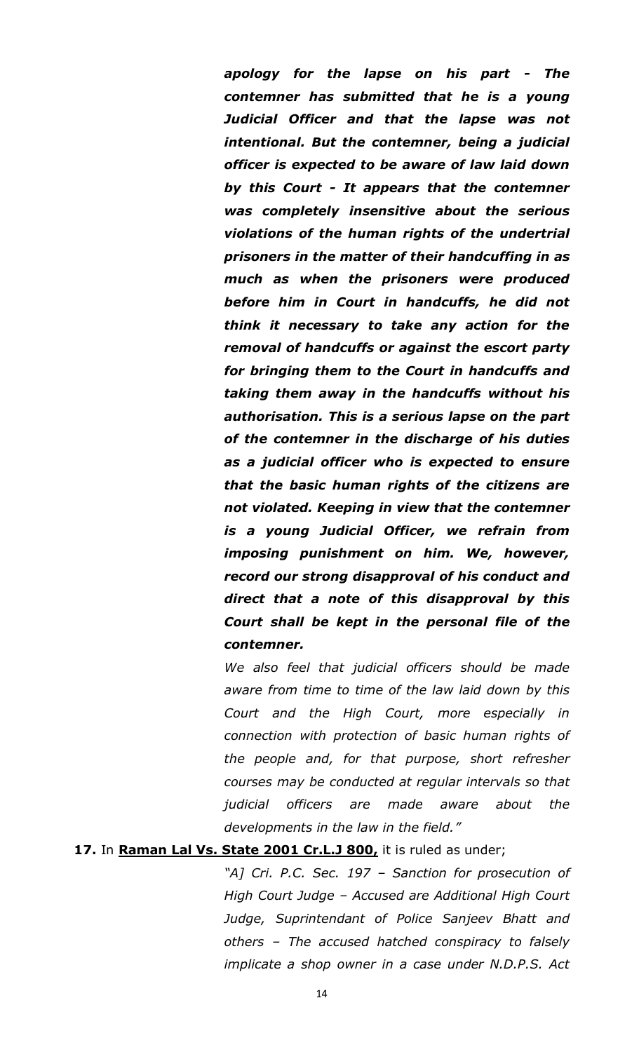***apology for the lapse on his part - The contemner has submitted that he is a young Judicial Officer and that the lapse was not intentional. But the contemner, being a judicial officer is expected to be aware of law laid down by this Court - It appears that the contemner was completely insensitive about the serious violations of the human rights of the undertrial prisoners in the matter of their handcuffing in as much as when the prisoners were produced before him in Court in handcuffs, he did not think it necessary to take any action for the removal of handcuffs or against the escort party for bringing them to the Court in handcuffs and taking them away in the handcuffs without his authorisation. This is a serious lapse on the part of the contemner in the discharge of his duties as a judicial officer who is expected to ensure that the basic human rights of the citizens are not violated. Keeping in view that the contemner is a young Judicial Officer, we refrain from imposing punishment on him. We, however, record our strong disapproval of his conduct and direct that a note of this disapproval by this Court shall be kept in the personal file of the contemner.***

*We also feel that judicial officers should be made aware from time to time of the law laid down by this Court and the High Court, more especially in connection with protection of basic human rights of the people and, for that purpose, short refresher courses may be conducted at regular intervals so that judicial officers are made aware about the developments in the law in the field."*

**17.** In **Raman Lal Vs. State 2001 Cr.L.J 800,** it is ruled as under;

*"A] Cri. P.C. Sec. 197 – Sanction for prosecution of High Court Judge – Accused are Additional High Court Judge, Suprintendant of Police Sanjeev Bhatt and others – The accused hatched conspiracy to falsely implicate a shop owner in a case under N.D.P.S. Act*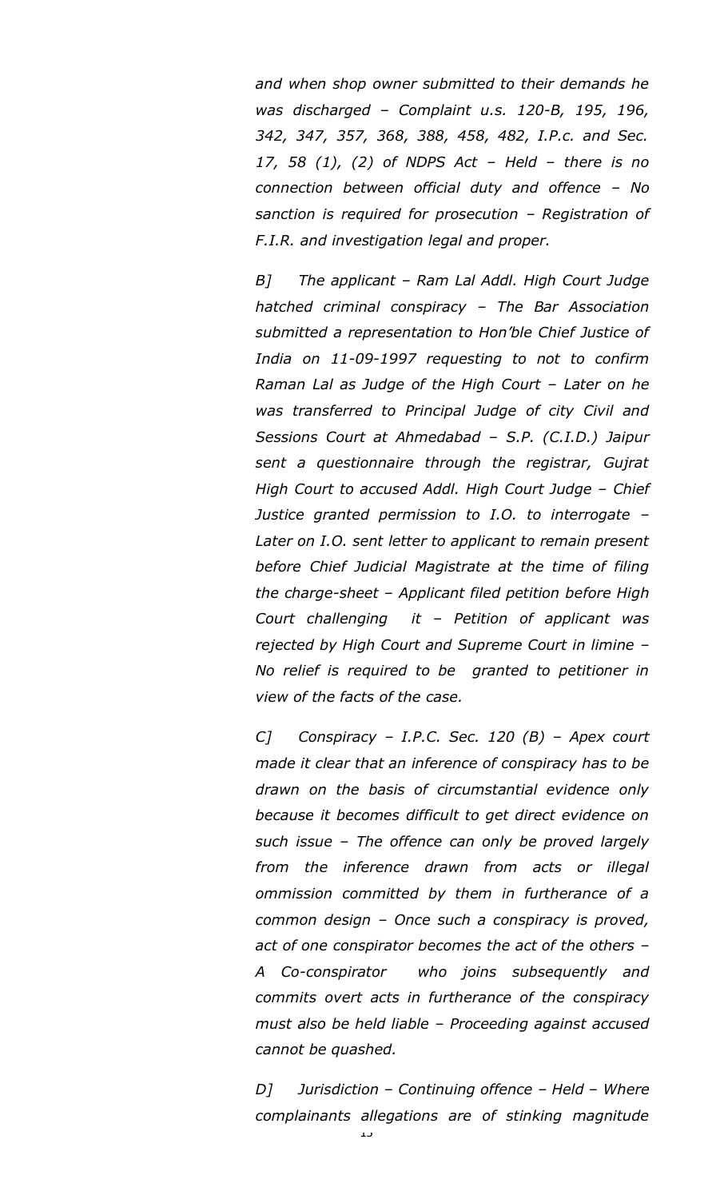*and when shop owner submitted to their demands he was discharged – Complaint u.s. 120-B, 195, 196, 342, 347, 357, 368, 388, 458, 482, I.P.c. and Sec. 17, 58 (1), (2) of NDPS Act – Held – there is no connection between official duty and offence – No sanction is required for prosecution – Registration of F.I.R. and investigation legal and proper.*

*B] The applicant – Ram Lal Addl. High Court Judge hatched criminal conspiracy – The Bar Association submitted a representation to Hon'ble Chief Justice of India on 11-09-1997 requesting to not to confirm Raman Lal as Judge of the High Court – Later on he was transferred to Principal Judge of city Civil and Sessions Court at Ahmedabad – S.P. (C.I.D.) Jaipur sent a questionnaire through the registrar, Gujrat High Court to accused Addl. High Court Judge – Chief Justice granted permission to I.O. to interrogate – Later on I.O. sent letter to applicant to remain present before Chief Judicial Magistrate at the time of filing the charge-sheet – Applicant filed petition before High Court challenging it – Petition of applicant was rejected by High Court and Supreme Court in limine – No relief is required to be granted to petitioner in view of the facts of the case.*

*C] Conspiracy – I.P.C. Sec. 120 (B) – Apex court made it clear that an inference of conspiracy has to be drawn on the basis of circumstantial evidence only because it becomes difficult to get direct evidence on such issue – The offence can only be proved largely from the inference drawn from acts or illegal ommission committed by them in furtherance of a common design – Once such a conspiracy is proved, act of one conspirator becomes the act of the others – A Co-conspirator who joins subsequently and commits overt acts in furtherance of the conspiracy must also be held liable – Proceeding against accused cannot be quashed.*

*D] Jurisdiction – Continuing offence – Held – Where complainants allegations are of stinking magnitude*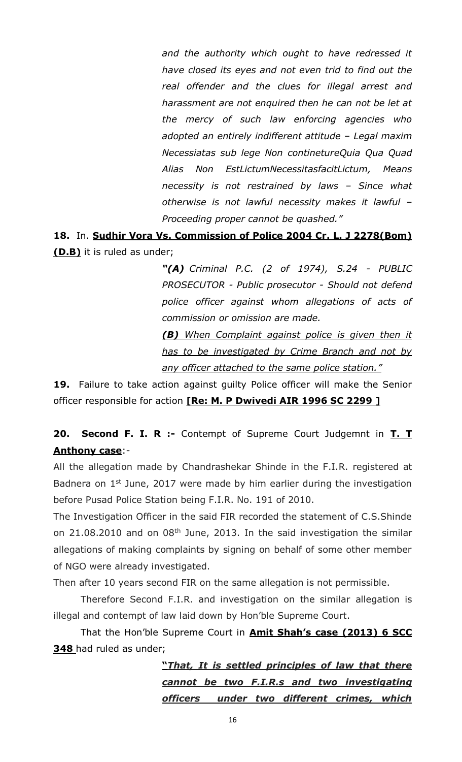*and the authority which ought to have redressed it have closed its eyes and not even trid to find out the real offender and the clues for illegal arrest and harassment are not enquired then he can not be let at the mercy of such law enforcing agencies who adopted an entirely indifferent attitude – Legal maxim Necessiatas sub lege Non continetureQuia Qua Quad Alias Non EstLictumNecessitasfacitLictum, Means necessity is not restrained by laws – Since what otherwise is not lawful necessity makes it lawful – Proceeding proper cannot be quashed."*

**18.** In. **Sudhir Vora Vs. Commission of Police 2004 Cr. L. J 2278(Bom) (D.B)** it is ruled as under;

> *"**(A)** Criminal P.C. (2 of 1974), S.24 - PUBLIC PROSECUTOR - Public prosecutor - Should not defend police officer against whom allegations of acts of commission or omission are made.*
>
> ***(B)** When Complaint against police is given then it has to be investigated by Crime Branch and not by any officer attached to the same police station."*

**19.** Failure to take action against guilty Police officer will make the Senior officer responsible for action **[Re: M. P Dwivedi AIR 1996 SC 2299 ]**

**20. Second F. I. R :-** Contempt of Supreme Court Judgemnt in **T. T Anthony case**:-

All the allegation made by Chandrashekar Shinde in the F.I.R. registered at Badnera on 1st June, 2017 were made by him earlier during the investigation before Pusad Police Station being F.I.R. No. 191 of 2010.

The Investigation Officer in the said FIR recorded the statement of C.S.Shinde on 21.08.2010 and on 08th June, 2013. In the said investigation the similar allegations of making complaints by signing on behalf of some other member of NGO were already investigated.

Then after 10 years second FIR on the same allegation is not permissible.

Therefore Second F.I.R. and investigation on the similar allegation is illegal and contempt of law laid down by Hon'ble Supreme Court.

That the Hon'ble Supreme Court in **Amit Shah's case (2013) 6 SCC 348** had ruled as under;

> ***"That, It is settled principles of law that there cannot be two F.I.R.s and two investigating officers under two different crimes, which***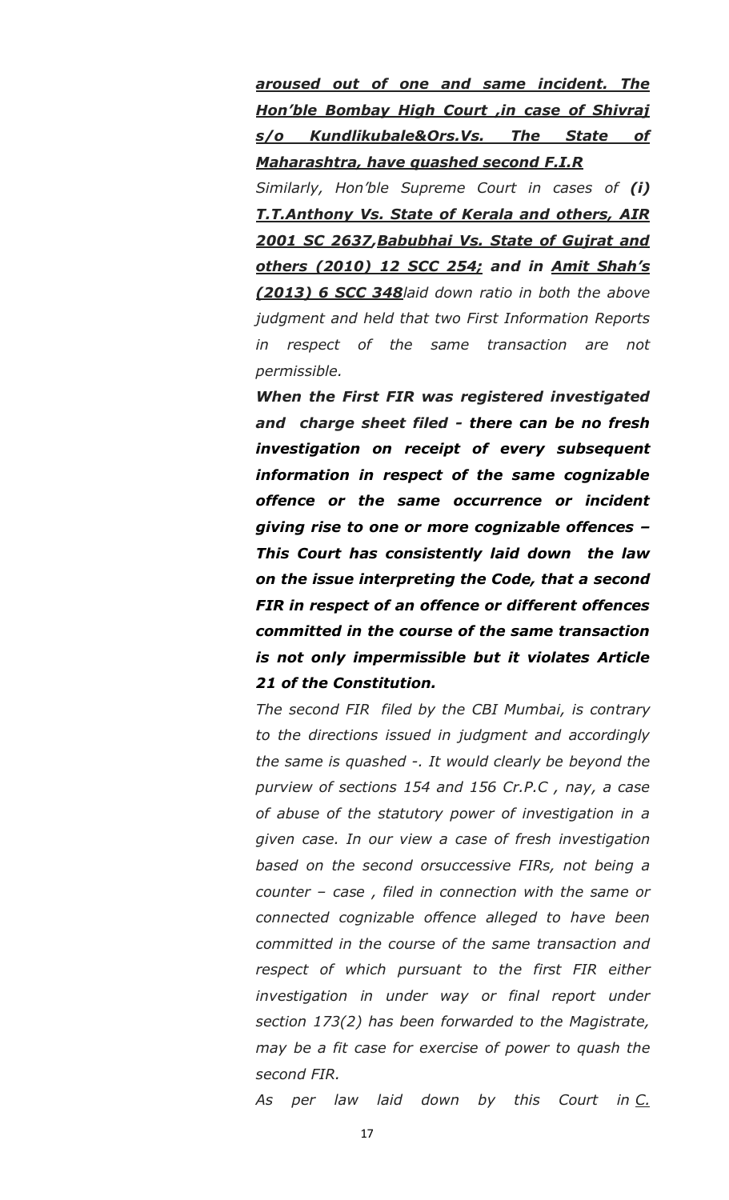***aroused out of one and same incident. The Hon'ble Bombay High Court ,in case of Shivraj s/o Kundlikubale&Ors.Vs. The State of Maharashtra, have quashed second F.I.R***

*Similarly, Hon'ble Supreme Court in cases of* ***(i) T.T.Anthony Vs. State of Kerala and others, AIR 2001 SC 2637,Babubhai Vs. State of Gujrat and others (2010) 12 SCC 254; and in Amit Shah's (2013) 6 SCC 348****laid down ratio in both the above judgment and held that two First Information Reports in respect of the same transaction are not permissible.*

***When the First FIR was registered investigated and charge sheet filed - there can be no fresh investigation on receipt of every subsequent information in respect of the same cognizable offence or the same occurrence or incident giving rise to one or more cognizable offences – This Court has consistently laid down the law on the issue interpreting the Code, that a second FIR in respect of an offence or different offences committed in the course of the same transaction is not only impermissible but it violates Article 21 of the Constitution.***

*The second FIR filed by the CBI Mumbai, is contrary to the directions issued in judgment and accordingly the same is quashed -. It would clearly be beyond the purview of sections 154 and 156 Cr.P.C , nay, a case of abuse of the statutory power of investigation in a given case. In our view a case of fresh investigation based on the second orsuccessive FIRs, not being a counter – case , filed in connection with the same or connected cognizable offence alleged to have been committed in the course of the same transaction and respect of which pursuant to the first FIR either investigation in under way or final report under section 173(2) has been forwarded to the Magistrate, may be a fit case for exercise of power to quash the second FIR.*

*As per law laid down by this Court in C.*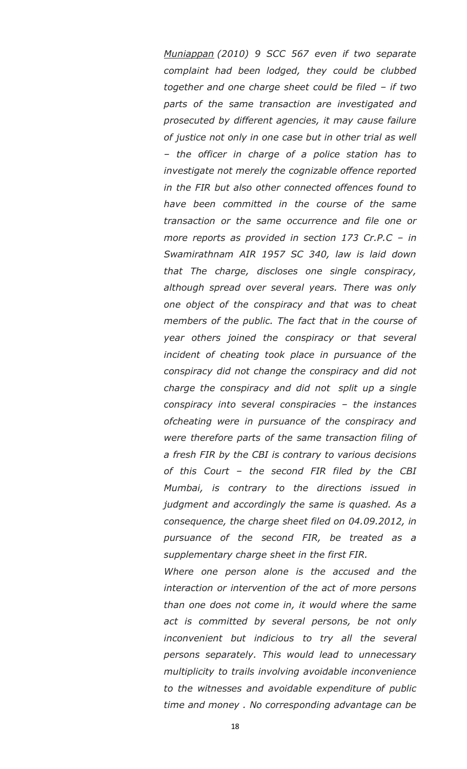*Muniappan (2010) 9 SCC 567 even if two separate complaint had been lodged, they could be clubbed together and one charge sheet could be filed – if two parts of the same transaction are investigated and prosecuted by different agencies, it may cause failure of justice not only in one case but in other trial as well – the officer in charge of a police station has to investigate not merely the cognizable offence reported in the FIR but also other connected offences found to have been committed in the course of the same transaction or the same occurrence and file one or more reports as provided in section 173 Cr.P.C – in Swamirathnam AIR 1957 SC 340, law is laid down that The charge, discloses one single conspiracy, although spread over several years. There was only one object of the conspiracy and that was to cheat members of the public. The fact that in the course of year others joined the conspiracy or that several incident of cheating took place in pursuance of the conspiracy did not change the conspiracy and did not charge the conspiracy and did not split up a single conspiracy into several conspiracies – the instances ofcheating were in pursuance of the conspiracy and were therefore parts of the same transaction filing of a fresh FIR by the CBI is contrary to various decisions of this Court – the second FIR filed by the CBI Mumbai, is contrary to the directions issued in judgment and accordingly the same is quashed. As a consequence, the charge sheet filed on 04.09.2012, in pursuance of the second FIR, be treated as a supplementary charge sheet in the first FIR.*

*Where one person alone is the accused and the interaction or intervention of the act of more persons than one does not come in, it would where the same act is committed by several persons, be not only inconvenient but indicious to try all the several persons separately. This would lead to unnecessary multiplicity to trails involving avoidable inconvenience to the witnesses and avoidable expenditure of public time and money . No corresponding advantage can be*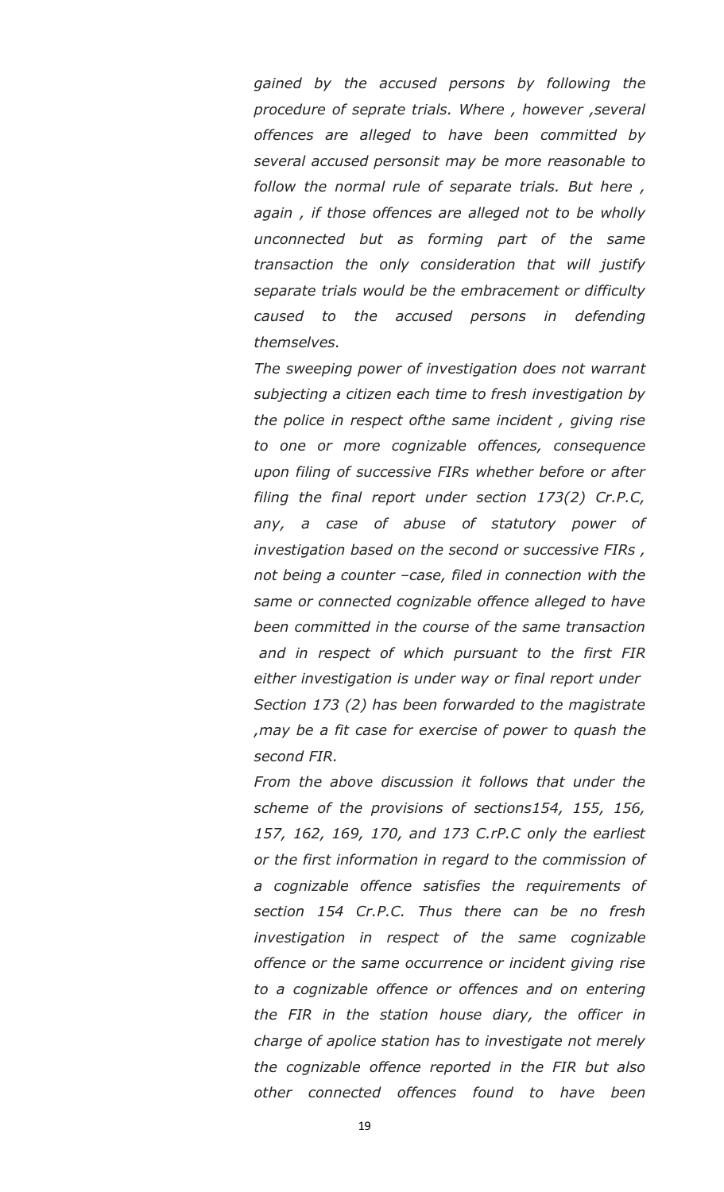*gained by the accused persons by following the procedure of seprate trials. Where , however ,several offences are alleged to have been committed by several accused personsit may be more reasonable to follow the normal rule of separate trials. But here , again , if those offences are alleged not to be wholly unconnected but as forming part of the same transaction the only consideration that will justify separate trials would be the embracement or difficulty caused to the accused persons in defending themselves.*

*The sweeping power of investigation does not warrant subjecting a citizen each time to fresh investigation by the police in respect ofthe same incident , giving rise to one or more cognizable offences, consequence upon filing of successive FIRs whether before or after filing the final report under section 173(2) Cr.P.C, any, a case of abuse of statutory power of investigation based on the second or successive FIRs , not being a counter –case, filed in connection with the same or connected cognizable offence alleged to have been committed in the course of the same transaction and in respect of which pursuant to the first FIR either investigation is under way or final report under Section 173 (2) has been forwarded to the magistrate ,may be a fit case for exercise of power to quash the second FIR.*

*From the above discussion it follows that under the scheme of the provisions of sections154, 155, 156, 157, 162, 169, 170, and 173 C.rP.C only the earliest or the first information in regard to the commission of a cognizable offence satisfies the requirements of section 154 Cr.P.C. Thus there can be no fresh investigation in respect of the same cognizable offence or the same occurrence or incident giving rise to a cognizable offence or offences and on entering the FIR in the station house diary, the officer in charge of apolice station has to investigate not merely the cognizable offence reported in the FIR but also other connected offences found to have been*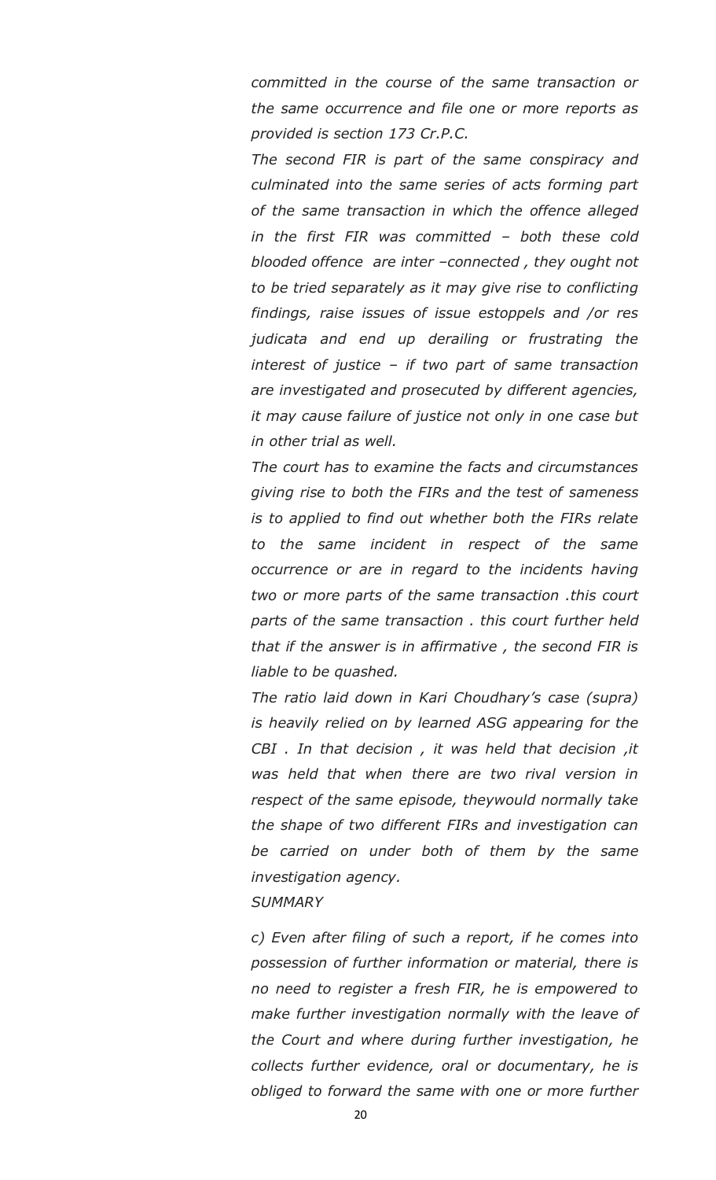*committed in the course of the same transaction or the same occurrence and file one or more reports as provided is section 173 Cr.P.C.*

*The second FIR is part of the same conspiracy and culminated into the same series of acts forming part of the same transaction in which the offence alleged in the first FIR was committed – both these cold blooded offence are inter –connected , they ought not to be tried separately as it may give rise to conflicting findings, raise issues of issue estoppels and /or res judicata and end up derailing or frustrating the interest of justice – if two part of same transaction are investigated and prosecuted by different agencies, it may cause failure of justice not only in one case but in other trial as well.*

*The court has to examine the facts and circumstances giving rise to both the FIRs and the test of sameness is to applied to find out whether both the FIRs relate to the same incident in respect of the same occurrence or are in regard to the incidents having two or more parts of the same transaction .this court parts of the same transaction . this court further held that if the answer is in affirmative , the second FIR is liable to be quashed.*

*The ratio laid down in Kari Choudhary's case (supra) is heavily relied on by learned ASG appearing for the CBI . In that decision , it was held that decision ,it was held that when there are two rival version in respect of the same episode, theywould normally take the shape of two different FIRs and investigation can be carried on under both of them by the same investigation agency.*

*SUMMARY*

*c) Even after filing of such a report, if he comes into possession of further information or material, there is no need to register a fresh FIR, he is empowered to make further investigation normally with the leave of the Court and where during further investigation, he collects further evidence, oral or documentary, he is obliged to forward the same with one or more further*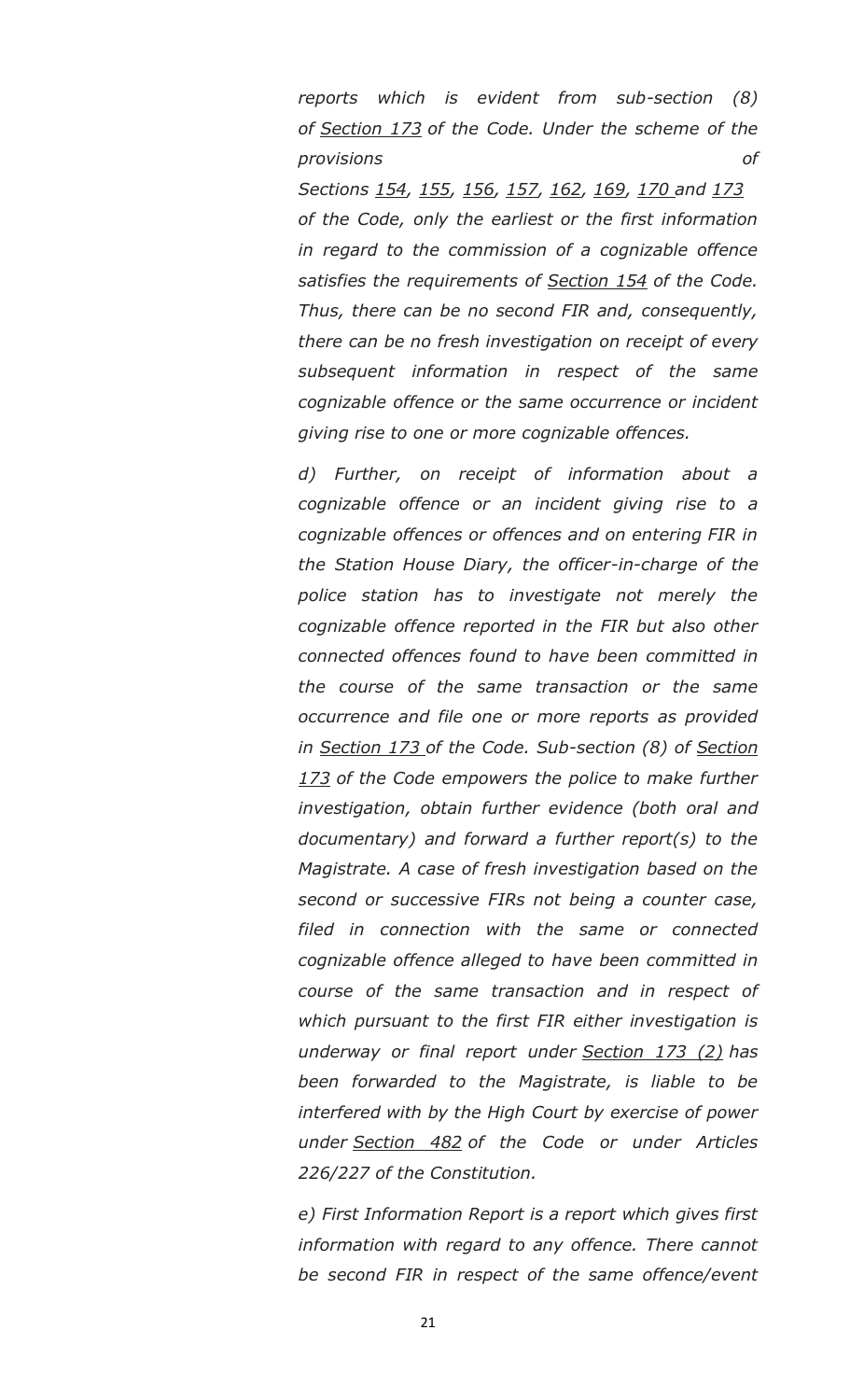*reports which is evident from sub-section (8) of Section 173 of the Code. Under the scheme of the provisions of Sections 154, 155, 156, 157, 162, 169, 170 and 173 of the Code, only the earliest or the first information in regard to the commission of a cognizable offence satisfies the requirements of Section 154 of the Code. Thus, there can be no second FIR and, consequently, there can be no fresh investigation on receipt of every subsequent information in respect of the same cognizable offence or the same occurrence or incident giving rise to one or more cognizable offences.*

*d) Further, on receipt of information about a cognizable offence or an incident giving rise to a cognizable offences or offences and on entering FIR in the Station House Diary, the officer-in-charge of the police station has to investigate not merely the cognizable offence reported in the FIR but also other connected offences found to have been committed in the course of the same transaction or the same occurrence and file one or more reports as provided in Section 173 of the Code. Sub-section (8) of Section 173 of the Code empowers the police to make further investigation, obtain further evidence (both oral and documentary) and forward a further report(s) to the Magistrate. A case of fresh investigation based on the second or successive FIRs not being a counter case, filed in connection with the same or connected cognizable offence alleged to have been committed in course of the same transaction and in respect of which pursuant to the first FIR either investigation is underway or final report under Section 173 (2) has been forwarded to the Magistrate, is liable to be interfered with by the High Court by exercise of power under Section 482 of the Code or under Articles 226/227 of the Constitution.*

*e) First Information Report is a report which gives first information with regard to any offence. There cannot be second FIR in respect of the same offence/event*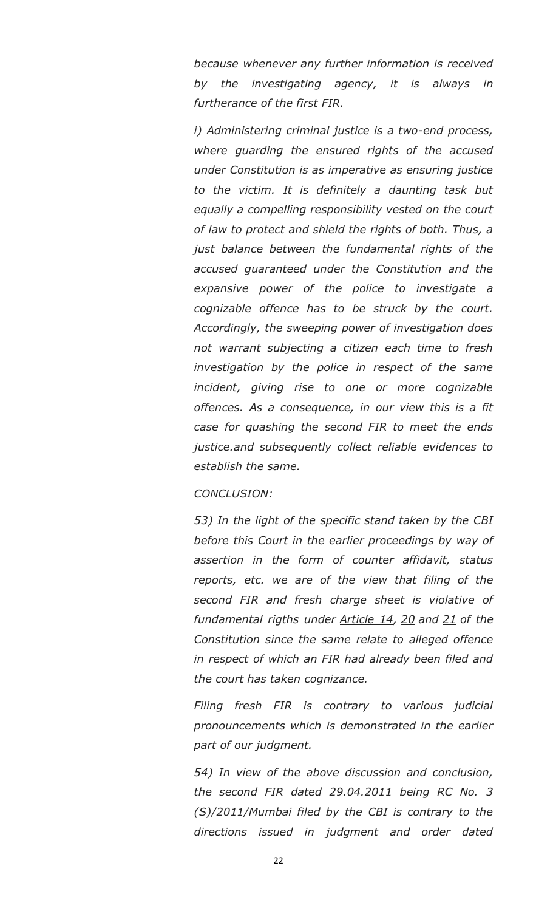*because whenever any further information is received by the investigating agency, it is always in furtherance of the first FIR.*

*i) Administering criminal justice is a two-end process, where guarding the ensured rights of the accused under Constitution is as imperative as ensuring justice to the victim. It is definitely a daunting task but equally a compelling responsibility vested on the court of law to protect and shield the rights of both. Thus, a just balance between the fundamental rights of the accused guaranteed under the Constitution and the expansive power of the police to investigate a cognizable offence has to be struck by the court. Accordingly, the sweeping power of investigation does not warrant subjecting a citizen each time to fresh investigation by the police in respect of the same incident, giving rise to one or more cognizable offences. As a consequence, in our view this is a fit case for quashing the second FIR to meet the ends justice.and subsequently collect reliable evidences to establish the same.*

*CONCLUSION:*

*53) In the light of the specific stand taken by the CBI before this Court in the earlier proceedings by way of assertion in the form of counter affidavit, status reports, etc. we are of the view that filing of the second FIR and fresh charge sheet is violative of fundamental rigths under Article 14, 20 and 21 of the Constitution since the same relate to alleged offence in respect of which an FIR had already been filed and the court has taken cognizance.*

*Filing fresh FIR is contrary to various judicial pronouncements which is demonstrated in the earlier part of our judgment.*

*54) In view of the above discussion and conclusion, the second FIR dated 29.04.2011 being RC No. 3 (S)/2011/Mumbai filed by the CBI is contrary to the directions issued in judgment and order dated*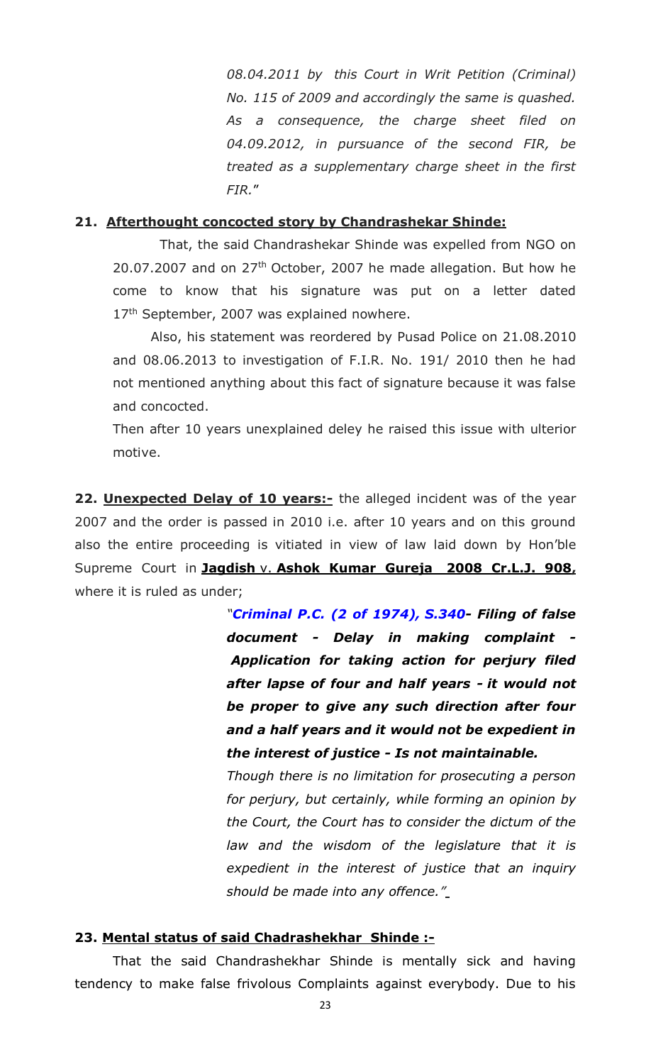*08.04.2011 by this Court in Writ Petition (Criminal) No. 115 of 2009 and accordingly the same is quashed. As a consequence, the charge sheet filed on 04.09.2012, in pursuance of the second FIR, be treated as a supplementary charge sheet in the first FIR.*"

**21. Afterthought concocted story by Chandrashekar Shinde:**

That, the said Chandrashekar Shinde was expelled from NGO on 20.07.2007 and on 27th October, 2007 he made allegation. But how he come to know that his signature was put on a letter dated 17th September, 2007 was explained nowhere.

Also, his statement was reordered by Pusad Police on 21.08.2010 and 08.06.2013 to investigation of F.I.R. No. 191/ 2010 then he had not mentioned anything about this fact of signature because it was false and concocted.

Then after 10 years unexplained deley he raised this issue with ulterior motive.

**22. Unexpected Delay of 10 years:-** the alleged incident was of the year 2007 and the order is passed in 2010 i.e. after 10 years and on this ground also the entire proceeding is vitiated in view of law laid down by Hon'ble Supreme Court in **Jagdish** v. **Ashok Kumar Gureja 2008 Cr.L.J. 908**, where it is ruled as under;

> *"Criminal P.C. (2 of 1974), S.340- **Filing of false document - Delay in making complaint - Application for taking action for perjury filed after lapse of four and half years - it would not be proper to give any such direction after four and a half years and it would not be expedient in the interest of justice - Is not maintainable.***
>
> *Though there is no limitation for prosecuting a person for perjury, but certainly, while forming an opinion by the Court, the Court has to consider the dictum of the law and the wisdom of the legislature that it is expedient in the interest of justice that an inquiry should be made into any offence."*

**23. Mental status of said Chadrashekhar Shinde :-**

That the said Chandrashekhar Shinde is mentally sick and having tendency to make false frivolous Complaints against everybody. Due to his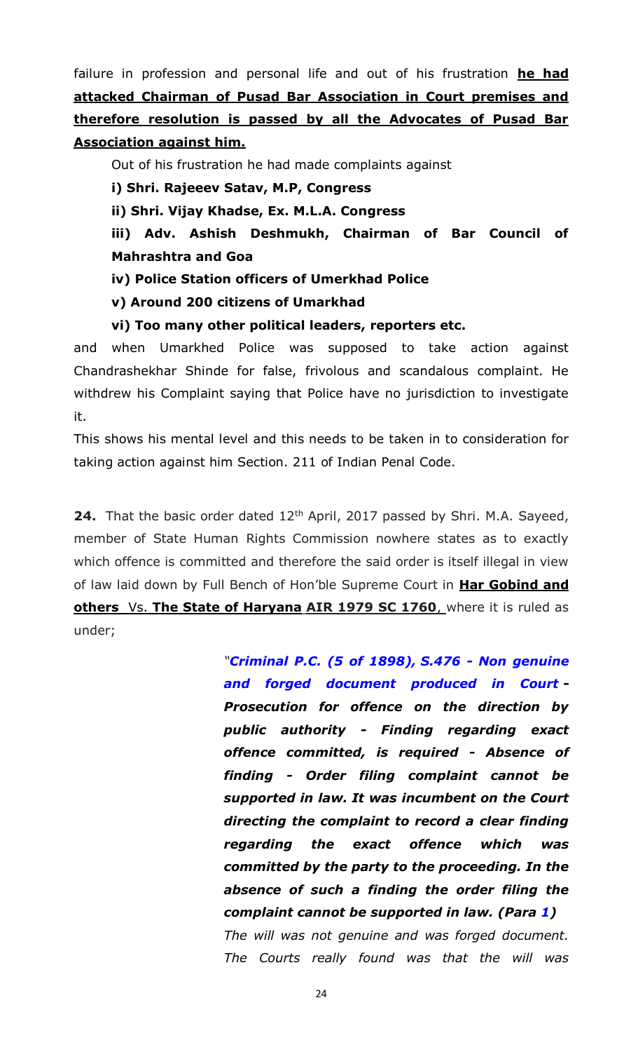failure in profession and personal life and out of his frustration **he had attacked Chairman of Pusad Bar Association in Court premises and therefore resolution is passed by all the Advocates of Pusad Bar Association against him.**

Out of his frustration he had made complaints against

**i) Shri. Rajeeev Satav, M.P, Congress**

**ii) Shri. Vijay Khadse, Ex. M.L.A. Congress**

**iii) Adv. Ashish Deshmukh, Chairman of Bar Council of Mahrashtra and Goa**

**iv) Police Station officers of Umerkhad Police**

**v) Around 200 citizens of Umarkhad**

**vi) Too many other political leaders, reporters etc.**

and when Umarkhed Police was supposed to take action against Chandrashekhar Shinde for false, frivolous and scandalous complaint. He withdrew his Complaint saying that Police have no jurisdiction to investigate it.

This shows his mental level and this needs to be taken in to consideration for taking action against him Section. 211 of Indian Penal Code.

**24.** That the basic order dated 12th April, 2017 passed by Shri. M.A. Sayeed, member of State Human Rights Commission nowhere states as to exactly which offence is committed and therefore the said order is itself illegal in view of law laid down by Full Bench of Hon'ble Supreme Court in **Har Gobind and others** Vs. **The State of Haryana AIR 1979 SC 1760**, where it is ruled as under;

> *"**Criminal P.C. (5 of 1898), S.476 - Non genuine and forged document produced in Court - Prosecution for offence on the direction by public authority - Finding regarding exact offence committed, is required - Absence of finding - Order filing complaint cannot be supported in law. It was incumbent on the Court directing the complaint to record a clear finding regarding the exact offence which was committed by the party to the proceeding. In the absence of such a finding the order filing the complaint cannot be supported in law. (Para 1)***
>
> *The will was not genuine and was forged document. The Courts really found was that the will was*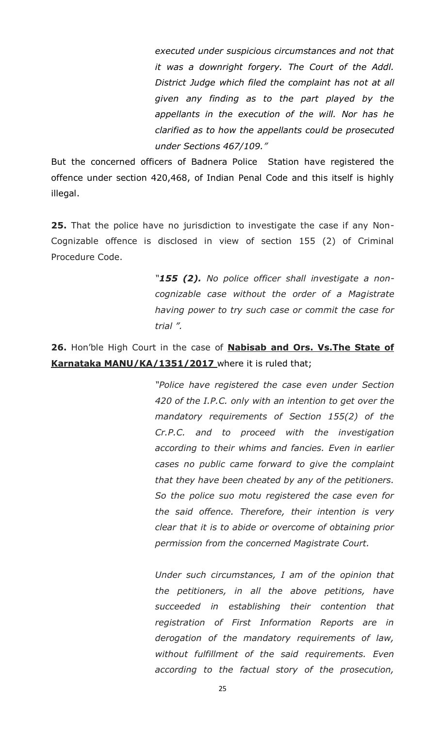> *executed under suspicious circumstances and not that it was a downright forgery. The Court of the Addl. District Judge which filed the complaint has not at all given any finding as to the part played by the appellants in the execution of the will. Nor has he clarified as to how the appellants could be prosecuted under Sections 467/109."*

But the concerned officers of Badnera Police Station have registered the offence under section 420,468, of Indian Penal Code and this itself is highly illegal.

**25.** That the police have no jurisdiction to investigate the case if any Non-Cognizable offence is disclosed in view of section 155 (2) of Criminal Procedure Code.

> *"**155 (2).** No police officer shall investigate a non-cognizable case without the order of a Magistrate having power to try such case or commit the case for trial ".*

**26.** Hon'ble High Court in the case of **<u>Nabisab and Ors. Vs.The State of Karnataka MANU/KA/1351/2017</u>** where it is ruled that;

> *"Police have registered the case even under Section 420 of the I.P.C. only with an intention to get over the mandatory requirements of Section 155(2) of the Cr.P.C. and to proceed with the investigation according to their whims and fancies. Even in earlier cases no public came forward to give the complaint that they have been cheated by any of the petitioners. So the police suo motu registered the case even for the said offence. Therefore, their intention is very clear that it is to abide or overcome of obtaining prior permission from the concerned Magistrate Court.*
>
> *Under such circumstances, I am of the opinion that the petitioners, in all the above petitions, have succeeded in establishing their contention that registration of First Information Reports are in derogation of the mandatory requirements of law, without fulfillment of the said requirements. Even according to the factual story of the prosecution,*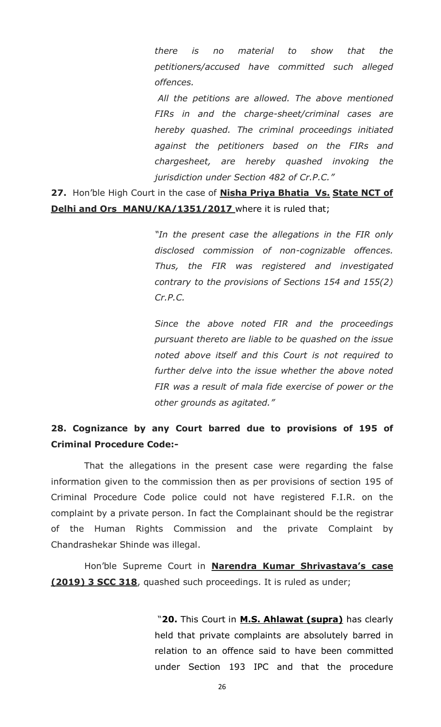*there is no material to show that the petitioners/accused have committed such alleged offences.*

*All the petitions are allowed. The above mentioned FIRs in and the charge-sheet/criminal cases are hereby quashed. The criminal proceedings initiated against the petitioners based on the FIRs and chargesheet, are hereby quashed invoking the jurisdiction under Section 482 of Cr.P.C."*

**27.** Hon'ble High Court in the case of **Nisha Priya Bhatia Vs. State NCT of Delhi and Ors MANU/KA/1351/2017** where it is ruled that;

> *"In the present case the allegations in the FIR only disclosed commission of non-cognizable offences. Thus, the FIR was registered and investigated contrary to the provisions of Sections 154 and 155(2) Cr.P.C.*
>
> *Since the above noted FIR and the proceedings pursuant thereto are liable to be quashed on the issue noted above itself and this Court is not required to further delve into the issue whether the above noted FIR was a result of mala fide exercise of power or the other grounds as agitated."*

**28. Cognizance by any Court barred due to provisions of 195 of Criminal Procedure Code:-**

That the allegations in the present case were regarding the false information given to the commission then as per provisions of section 195 of Criminal Procedure Code police could not have registered F.I.R. on the complaint by a private person. In fact the Complainant should be the registrar of the Human Rights Commission and the private Complaint by Chandrashekar Shinde was illegal.

Hon'ble Supreme Court in **Narendra Kumar Shrivastava's case (2019) 3 SCC 318**, quashed such proceedings. It is ruled as under;

> "**20.** This Court in **M.S. Ahlawat (supra)** has clearly held that private complaints are absolutely barred in relation to an offence said to have been committed under Section 193 IPC and that the procedure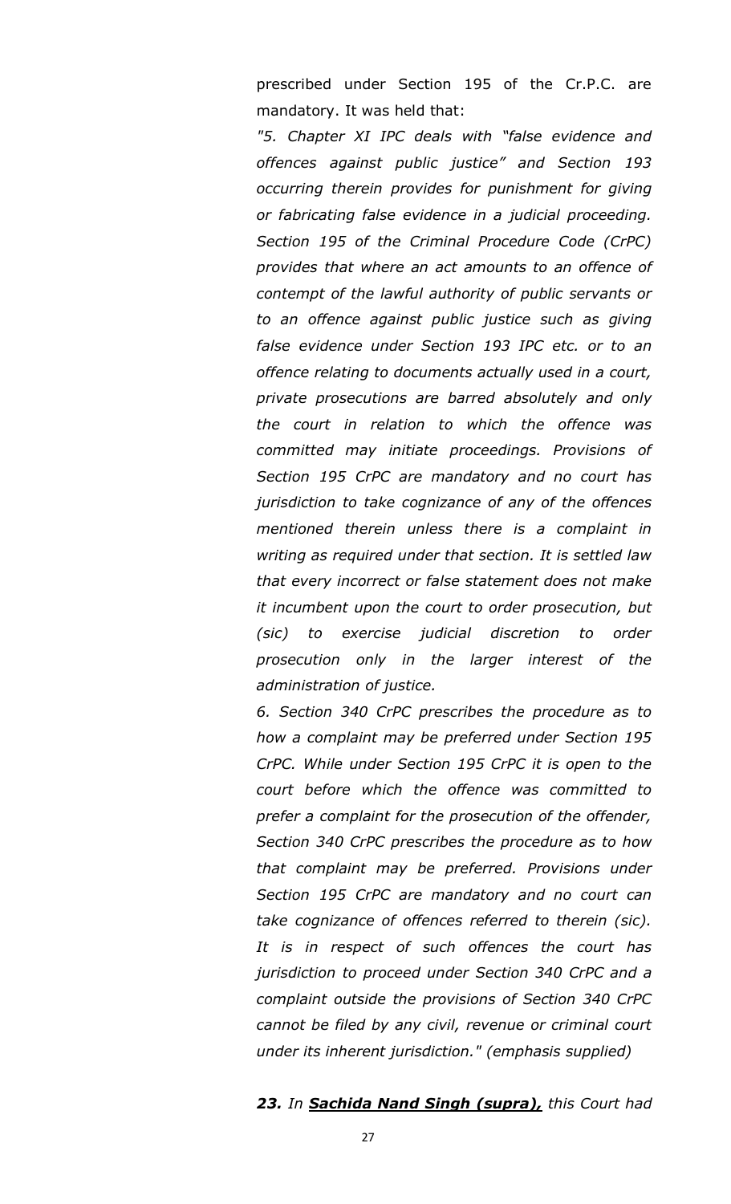prescribed under Section 195 of the Cr.P.C. are mandatory. It was held that:

*"5. Chapter XI IPC deals with "false evidence and offences against public justice" and Section 193 occurring therein provides for punishment for giving or fabricating false evidence in a judicial proceeding. Section 195 of the Criminal Procedure Code (CrPC) provides that where an act amounts to an offence of contempt of the lawful authority of public servants or to an offence against public justice such as giving false evidence under Section 193 IPC etc. or to an offence relating to documents actually used in a court, private prosecutions are barred absolutely and only the court in relation to which the offence was committed may initiate proceedings. Provisions of Section 195 CrPC are mandatory and no court has jurisdiction to take cognizance of any of the offences mentioned therein unless there is a complaint in writing as required under that section. It is settled law that every incorrect or false statement does not make it incumbent upon the court to order prosecution, but (sic) to exercise judicial discretion to order prosecution only in the larger interest of the administration of justice.*

*6. Section 340 CrPC prescribes the procedure as to how a complaint may be preferred under Section 195 CrPC. While under Section 195 CrPC it is open to the court before which the offence was committed to prefer a complaint for the prosecution of the offender, Section 340 CrPC prescribes the procedure as to how that complaint may be preferred. Provisions under Section 195 CrPC are mandatory and no court can take cognizance of offences referred to therein (sic). It is in respect of such offences the court has jurisdiction to proceed under Section 340 CrPC and a complaint outside the provisions of Section 340 CrPC cannot be filed by any civil, revenue or criminal court under its inherent jurisdiction." (emphasis supplied)*

***23.*** *In **Sachida Nand Singh (supra),** this Court had*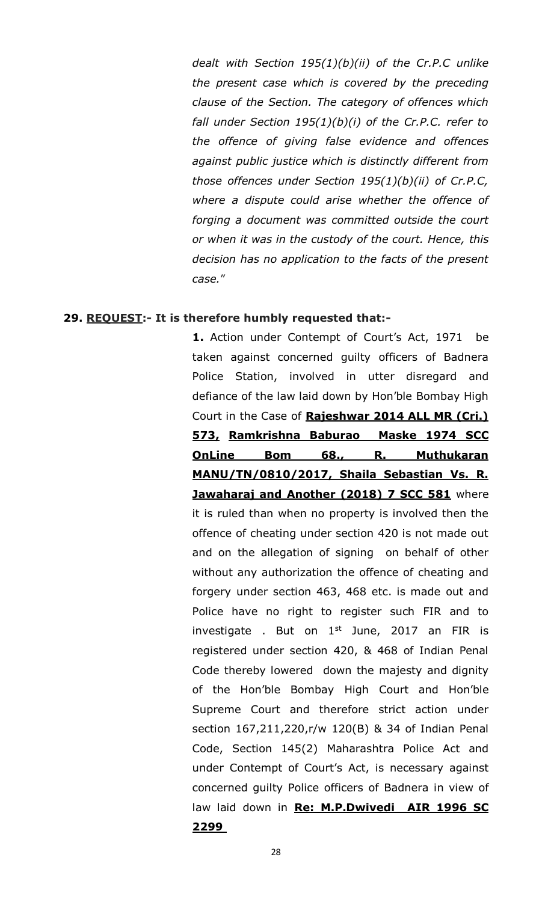*dealt with Section 195(1)(b)(ii) of the Cr.P.C unlike the present case which is covered by the preceding clause of the Section. The category of offences which fall under Section 195(1)(b)(i) of the Cr.P.C. refer to the offence of giving false evidence and offences against public justice which is distinctly different from those offences under Section 195(1)(b)(ii) of Cr.P.C, where a dispute could arise whether the offence of forging a document was committed outside the court or when it was in the custody of the court. Hence, this decision has no application to the facts of the present case."*

**29. <u>REQUEST</u>:- It is therefore humbly requested that:-**

**1.** Action under Contempt of Court's Act, 1971 be taken against concerned guilty officers of Badnera Police Station, involved in utter disregard and defiance of the law laid down by Hon'ble Bombay High Court in the Case of **<u>Rajeshwar 2014 ALL MR (Cri.) 573,</u> <u>Ramkrishna Baburao Maske 1974 SCC OnLine Bom 68., R. Muthukaran MANU/TN/0810/2017, Shaila Sebastian Vs. R. Jawaharaj and Another (2018) 7 SCC 581</u>** where it is ruled than when no property is involved then the offence of cheating under section 420 is not made out and on the allegation of signing on behalf of other without any authorization the offence of cheating and forgery under section 463, 468 etc. is made out and Police have no right to register such FIR and to investigate . But on 1st June, 2017 an FIR is registered under section 420, & 468 of Indian Penal Code thereby lowered down the majesty and dignity of the Hon'ble Bombay High Court and Hon'ble Supreme Court and therefore strict action under section 167,211,220,r/w 120(B) & 34 of Indian Penal Code, Section 145(2) Maharashtra Police Act and under Contempt of Court's Act, is necessary against concerned guilty Police officers of Badnera in view of law laid down in **<u>Re: M.P.Dwivedi AIR 1996 SC 2299</u>**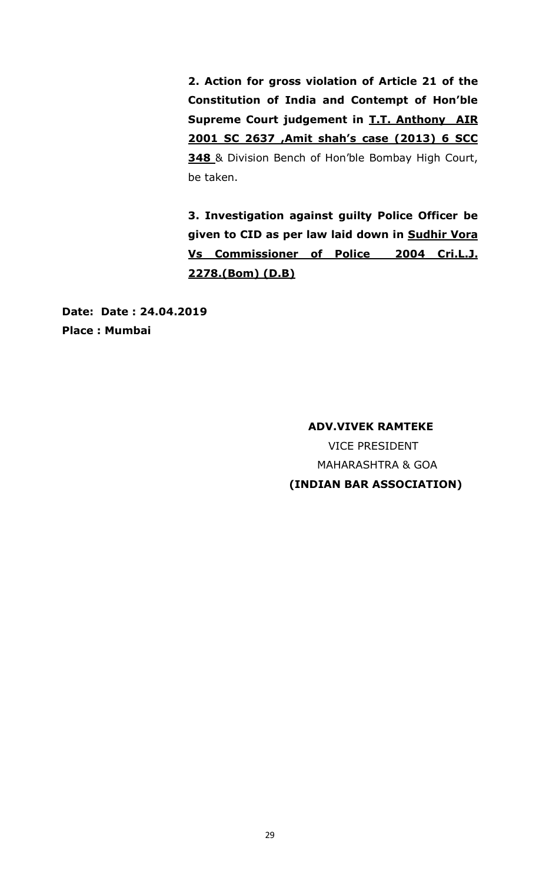**2. Action for gross violation of Article 21 of the Constitution of India and Contempt of Hon'ble Supreme Court judgement in <u>T.T. Anthony AIR 2001 SC 2637 ,Amit shah's case (2013) 6 SCC 348</u>** & Division Bench of Hon'ble Bombay High Court, be taken.

**3. Investigation against guilty Police Officer be given to CID as per law laid down in <u>Sudhir Vora Vs Commissioner of Police 2004 Cri.L.J. 2278.(Bom) (D.B)</u>**

**Date: Date : 24.04.2019**
**Place : Mumbai**

**ADV.VIVEK RAMTEKE**
VICE PRESIDENT
MAHARASHTRA & GOA
**(INDIAN BAR ASSOCIATION)**